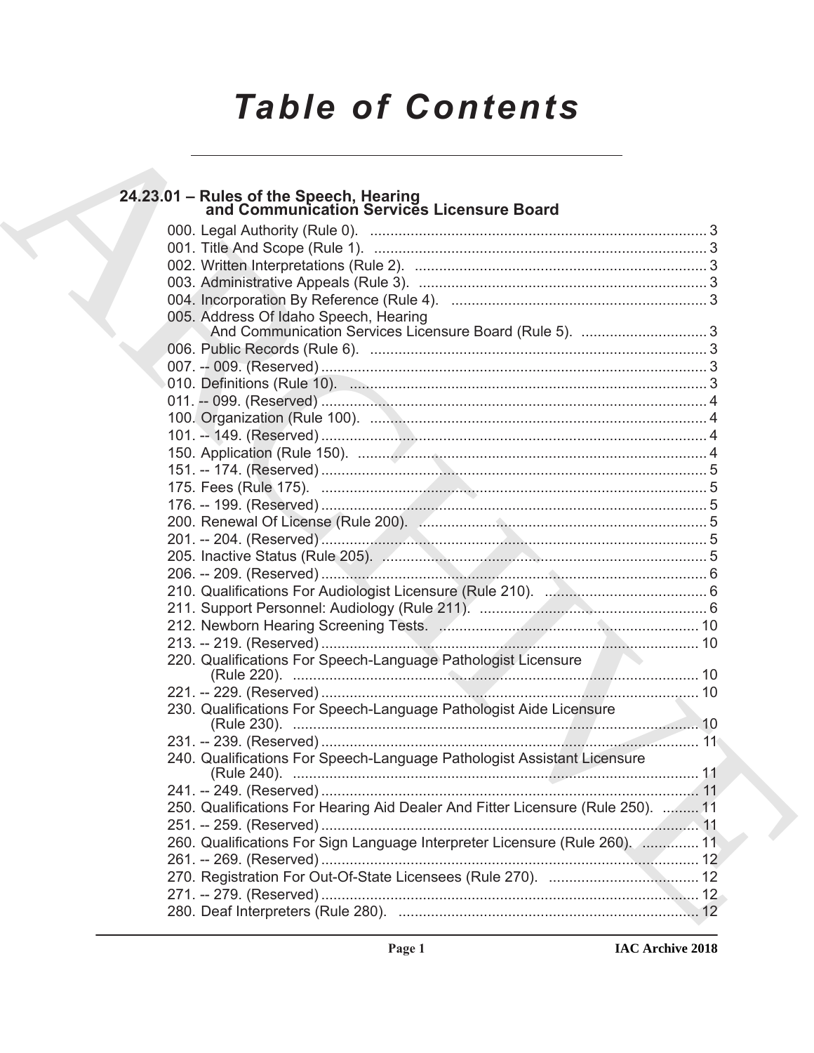# Table of Contents

## 24.23.01 – Rules of the Speech, Hearing and Communication Services Licensure Board

000. Legal Authority (Rule 0). ... 3
001. Title And Scope (Rule 1). ... 3
002. Written Interpretations (Rule 2). ... 3
003. Administrative Appeals (Rule 3). ... 3
004. Incorporation By Reference (Rule 4). ... 3
005. Address Of Idaho Speech, Hearing And Communication Services Licensure Board (Rule 5). ... 3
006. Public Records (Rule 6). ... 3
007. -- 009. (Reserved) ... 3
010. Definitions (Rule 10). ... 3
011. -- 099. (Reserved) ... 4
100. Organization (Rule 100). ... 4
101. -- 149. (Reserved) ... 4
150. Application (Rule 150). ... 4
151. -- 174. (Reserved) ... 5
175. Fees (Rule 175). ... 5
176. -- 199. (Reserved) ... 5
200. Renewal Of License (Rule 200). ... 5
201. -- 204. (Reserved) ... 5
205. Inactive Status (Rule 205). ... 5
206. -- 209. (Reserved) ... 6
210. Qualifications For Audiologist Licensure (Rule 210). ... 6
211. Support Personnel: Audiology (Rule 211). ... 6
212. Newborn Hearing Screening Tests. ... 10
213. -- 219. (Reserved) ... 10
220. Qualifications For Speech-Language Pathologist Licensure (Rule 220). ... 10
221. -- 229. (Reserved) ... 10
230. Qualifications For Speech-Language Pathologist Aide Licensure (Rule 230). ... 10
231. -- 239. (Reserved) ... 11
240. Qualifications For Speech-Language Pathologist Assistant Licensure (Rule 240). ... 11
241. -- 249. (Reserved) ... 11
250. Qualifications For Hearing Aid Dealer And Fitter Licensure (Rule 250). ... 11
251. -- 259. (Reserved) ... 11
260. Qualifications For Sign Language Interpreter Licensure (Rule 260). ... 11
261. -- 269. (Reserved) ... 12
270. Registration For Out-Of-State Licensees (Rule 270). ... 12
271. -- 279. (Reserved) ... 12
280. Deaf Interpreters (Rule 280). ... 12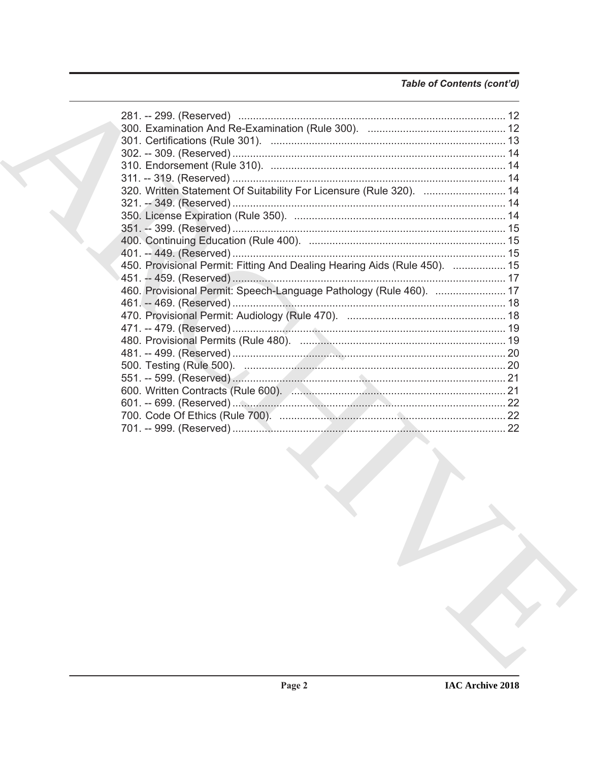*Table of Contents (cont'd)*

281. -- 299. (Reserved) ........................................................................................ 12
300. Examination And Re-Examination (Rule 300). .............................................. 12
301. Certifications (Rule 301). ................................................................................ 13
302. -- 309. (Reserved) ........................................................................................ 14
310. Endorsement (Rule 310). ................................................................................ 14
311. -- 319. (Reserved) ........................................................................................ 14
320. Written Statement Of Suitability For Licensure (Rule 320). ............................ 14
321. -- 349. (Reserved) ........................................................................................ 14
350. License Expiration (Rule 350). ....................................................................... 14
351. -- 399. (Reserved) ........................................................................................ 15
400. Continuing Education (Rule 400). .................................................................. 15
401. -- 449. (Reserved) ........................................................................................ 15
450. Provisional Permit: Fitting And Dealing Hearing Aids (Rule 450). .................. 15
451. -- 459. (Reserved) ........................................................................................ 17
460. Provisional Permit: Speech-Language Pathology (Rule 460). ........................ 17
461. -- 469. (Reserved) ........................................................................................ 18
470. Provisional Permit: Audiology (Rule 470). ...................................................... 18
471. -- 479. (Reserved) ........................................................................................ 19
480. Provisional Permits (Rule 480). ..................................................................... 19
481. -- 499. (Reserved) ........................................................................................ 20
500. Testing (Rule 500). ........................................................................................ 20
551. -- 599. (Reserved) ........................................................................................ 21
600. Written Contracts (Rule 600). ........................................................................ 21
601. -- 699. (Reserved) ........................................................................................ 22
700. Code Of Ethics (Rule 700). ............................................................................ 22
701. -- 999. (Reserved) ........................................................................................ 22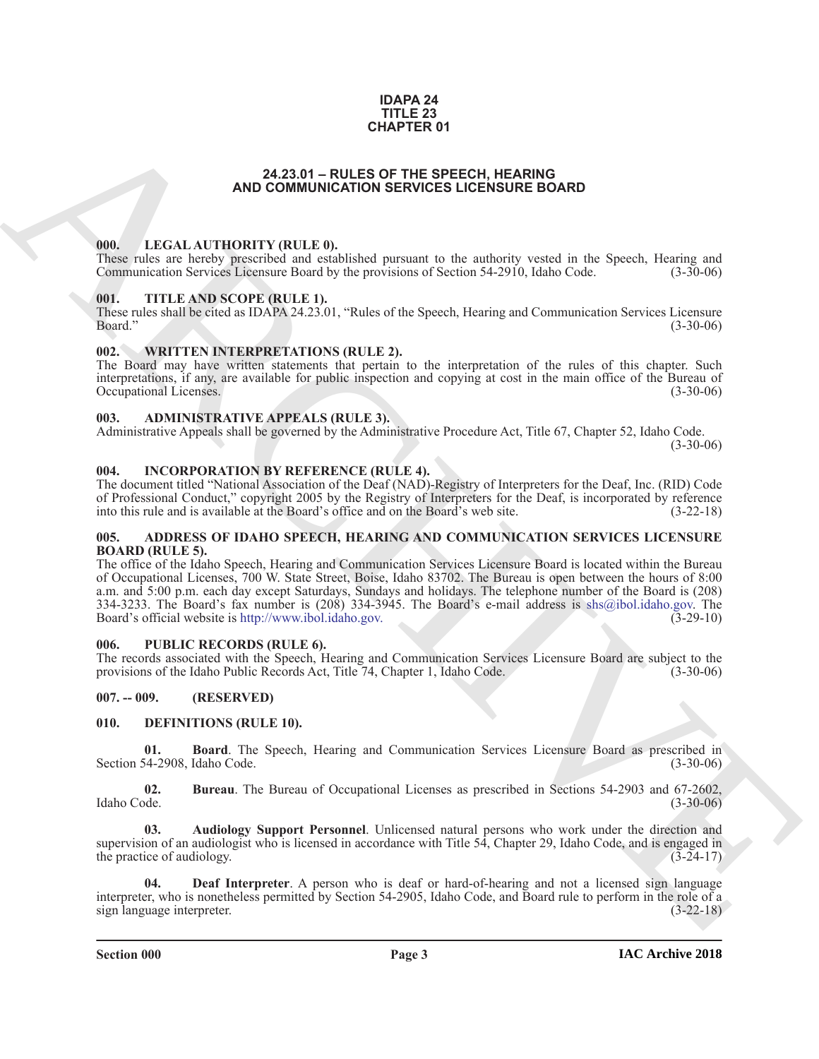# IDAPA 24
# TITLE 23
# CHAPTER 01

## 24.23.01 – RULES OF THE SPEECH, HEARING AND COMMUNICATION SERVICES LICENSURE BOARD

### 000. LEGAL AUTHORITY (RULE 0).

These rules are hereby prescribed and established pursuant to the authority vested in the Speech, Hearing and Communication Services Licensure Board by the provisions of Section 54-2910, Idaho Code. (3-30-06)

### 001. TITLE AND SCOPE (RULE 1).

These rules shall be cited as IDAPA 24.23.01, "Rules of the Speech, Hearing and Communication Services Licensure Board." (3-30-06)

### 002. WRITTEN INTERPRETATIONS (RULE 2).

The Board may have written statements that pertain to the interpretation of the rules of this chapter. Such interpretations, if any, are available for public inspection and copying at cost in the main office of the Bureau of Occupational Licenses. (3-30-06)

### 003. ADMINISTRATIVE APPEALS (RULE 3).

Administrative Appeals shall be governed by the Administrative Procedure Act, Title 67, Chapter 52, Idaho Code. (3-30-06)

### 004. INCORPORATION BY REFERENCE (RULE 4).

The document titled "National Association of the Deaf (NAD)-Registry of Interpreters for the Deaf, Inc. (RID) Code of Professional Conduct," copyright 2005 by the Registry of Interpreters for the Deaf, is incorporated by reference into this rule and is available at the Board's office and on the Board's web site. (3-22-18)

### 005. ADDRESS OF IDAHO SPEECH, HEARING AND COMMUNICATION SERVICES LICENSURE BOARD (RULE 5).

The office of the Idaho Speech, Hearing and Communication Services Licensure Board is located within the Bureau of Occupational Licenses, 700 W. State Street, Boise, Idaho 83702. The Bureau is open between the hours of 8:00 a.m. and 5:00 p.m. each day except Saturdays, Sundays and holidays. The telephone number of the Board is (208) 334-3233. The Board's fax number is (208) 334-3945. The Board's e-mail address is shs@ibol.idaho.gov. The Board's official website is http://www.ibol.idaho.gov. (3-29-10)

### 006. PUBLIC RECORDS (RULE 6).

The records associated with the Speech, Hearing and Communication Services Licensure Board are subject to the provisions of the Idaho Public Records Act, Title 74, Chapter 1, Idaho Code. (3-30-06)

### 007. -- 009. (RESERVED)

### 010. DEFINITIONS (RULE 10).

**01. Board**. The Speech, Hearing and Communication Services Licensure Board as prescribed in Section 54-2908, Idaho Code. (3-30-06)

**02. Bureau**. The Bureau of Occupational Licenses as prescribed in Sections 54-2903 and 67-2602, Idaho Code. (3-30-06)

**03. Audiology Support Personnel**. Unlicensed natural persons who work under the direction and supervision of an audiologist who is licensed in accordance with Title 54, Chapter 29, Idaho Code, and is engaged in the practice of audiology. (3-24-17)

**04. Deaf Interpreter**. A person who is deaf or hard-of-hearing and not a licensed sign language interpreter, who is nonetheless permitted by Section 54-2905, Idaho Code, and Board rule to perform in the role of a sign language interpreter. (3-22-18)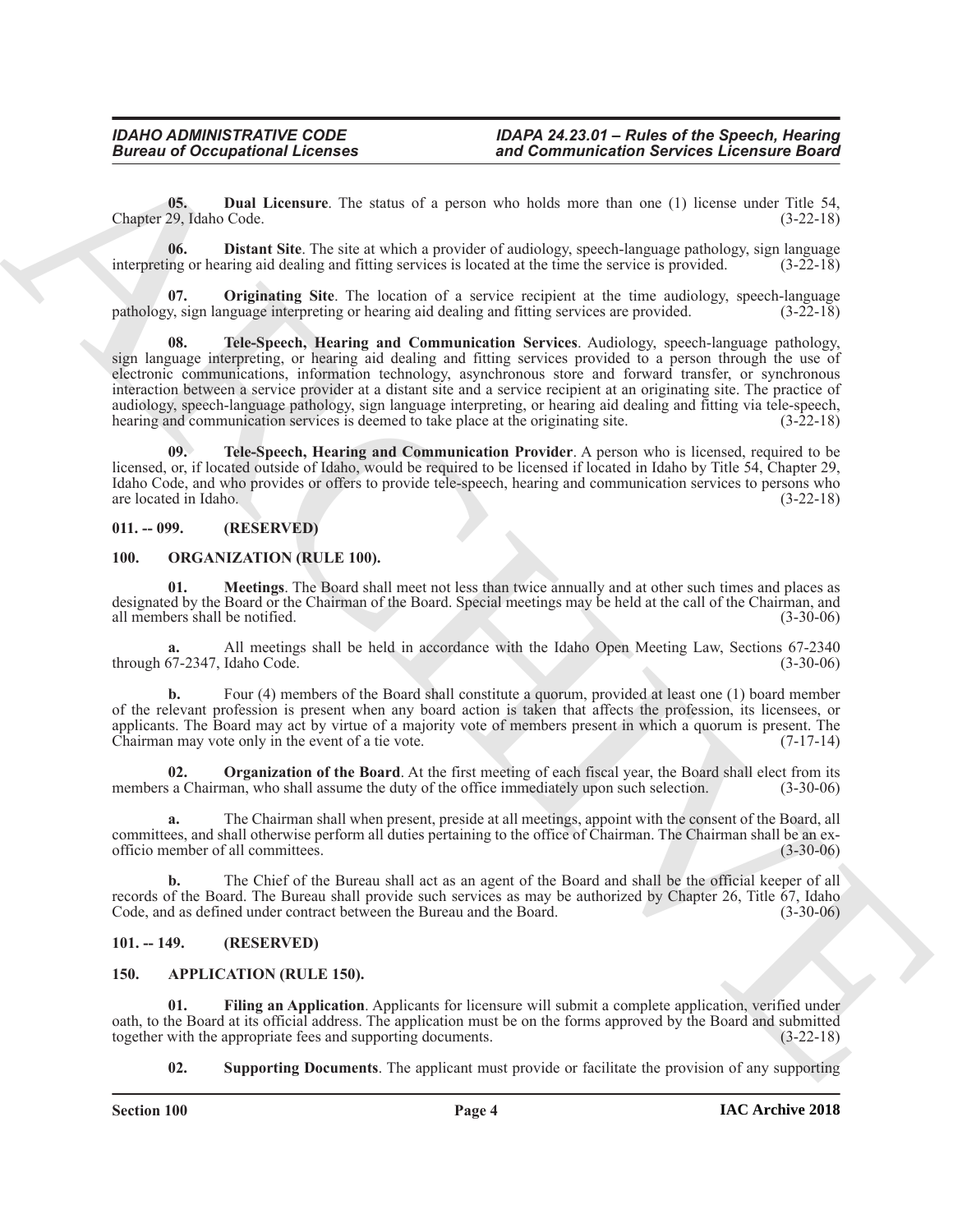**05. Dual Licensure**. The status of a person who holds more than one (1) license under Title 54, Chapter 29, Idaho Code. (3-22-18)

**06. Distant Site**. The site at which a provider of audiology, speech-language pathology, sign language interpreting or hearing aid dealing and fitting services is located at the time the service is provided. (3-22-18)

**07. Originating Site**. The location of a service recipient at the time audiology, speech-language pathology, sign language interpreting or hearing aid dealing and fitting services are provided. (3-22-18)

**08. Tele-Speech, Hearing and Communication Services**. Audiology, speech-language pathology, sign language interpreting, or hearing aid dealing and fitting services provided to a person through the use of electronic communications, information technology, asynchronous store and forward transfer, or synchronous interaction between a service provider at a distant site and a service recipient at an originating site. The practice of audiology, speech-language pathology, sign language interpreting, or hearing aid dealing and fitting via tele-speech, hearing and communication services is deemed to take place at the originating site. (3-22-18)

**09. Tele-Speech, Hearing and Communication Provider**. A person who is licensed, required to be licensed, or, if located outside of Idaho, would be required to be licensed if located in Idaho by Title 54, Chapter 29, Idaho Code, and who provides or offers to provide tele-speech, hearing and communication services to persons who are located in Idaho. (3-22-18)

## 011. -- 099. (RESERVED)

## 100. ORGANIZATION (RULE 100).

**01. Meetings**. The Board shall meet not less than twice annually and at other such times and places as designated by the Board or the Chairman of the Board. Special meetings may be held at the call of the Chairman, and all members shall be notified. (3-30-06)

**a.** All meetings shall be held in accordance with the Idaho Open Meeting Law, Sections 67-2340 through 67-2347, Idaho Code. (3-30-06)

**b.** Four (4) members of the Board shall constitute a quorum, provided at least one (1) board member of the relevant profession is present when any board action is taken that affects the profession, its licensees, or applicants. The Board may act by virtue of a majority vote of members present in which a quorum is present. The Chairman may vote only in the event of a tie vote. (7-17-14)

**02. Organization of the Board**. At the first meeting of each fiscal year, the Board shall elect from its members a Chairman, who shall assume the duty of the office immediately upon such selection. (3-30-06)

**a.** The Chairman shall when present, preside at all meetings, appoint with the consent of the Board, all committees, and shall otherwise perform all duties pertaining to the office of Chairman. The Chairman shall be an ex-officio member of all committees. (3-30-06)

**b.** The Chief of the Bureau shall act as an agent of the Board and shall be the official keeper of all records of the Board. The Bureau shall provide such services as may be authorized by Chapter 26, Title 67, Idaho Code, and as defined under contract between the Bureau and the Board. (3-30-06)

## 101. -- 149. (RESERVED)

## 150. APPLICATION (RULE 150).

**01. Filing an Application**. Applicants for licensure will submit a complete application, verified under oath, to the Board at its official address. The application must be on the forms approved by the Board and submitted together with the appropriate fees and supporting documents. (3-22-18)

**02. Supporting Documents**. The applicant must provide or facilitate the provision of any supporting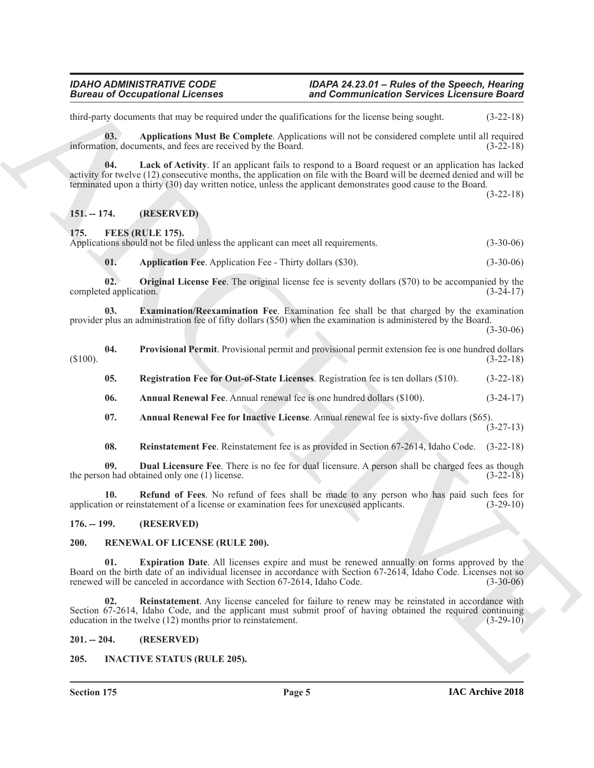third-party documents that may be required under the qualifications for the license being sought. (3-22-18)

**03. Applications Must Be Complete**. Applications will not be considered complete until all required information, documents, and fees are received by the Board. (3-22-18)

**04. Lack of Activity**. If an applicant fails to respond to a Board request or an application has lacked activity for twelve (12) consecutive months, the application on file with the Board will be deemed denied and will be terminated upon a thirty (30) day written notice, unless the applicant demonstrates good cause to the Board. (3-22-18)

## 151. -- 174. (RESERVED)

## 175. FEES (RULE 175).

Applications should not be filed unless the applicant can meet all requirements. (3-30-06)

**01. Application Fee**. Application Fee - Thirty dollars ($30). (3-30-06)

**02. Original License Fee**. The original license fee is seventy dollars ($70) to be accompanied by the completed application. (3-24-17)

**03. Examination/Reexamination Fee**. Examination fee shall be that charged by the examination provider plus an administration fee of fifty dollars ($50) when the examination is administered by the Board. (3-30-06)

**04. Provisional Permit**. Provisional permit and provisional permit extension fee is one hundred dollars ($100). (3-22-18)

**05. Registration Fee for Out-of-State Licenses**. Registration fee is ten dollars ($10). (3-22-18)

**06. Annual Renewal Fee**. Annual renewal fee is one hundred dollars ($100). (3-24-17)

**07. Annual Renewal Fee for Inactive License**. Annual renewal fee is sixty-five dollars ($65). (3-27-13)

**08. Reinstatement Fee**. Reinstatement fee is as provided in Section 67-2614, Idaho Code. (3-22-18)

**09. Dual Licensure Fee**. There is no fee for dual licensure. A person shall be charged fees as though the person had obtained only one (1) license. (3-22-18)

**10. Refund of Fees**. No refund of fees shall be made to any person who has paid such fees for application or reinstatement of a license or examination fees for unexcused applicants. (3-29-10)

## 176. -- 199. (RESERVED)

## 200. RENEWAL OF LICENSE (RULE 200).

**01. Expiration Date**. All licenses expire and must be renewed annually on forms approved by the Board on the birth date of an individual licensee in accordance with Section 67-2614, Idaho Code. Licenses not so renewed will be canceled in accordance with Section 67-2614, Idaho Code. (3-30-06)

**02. Reinstatement**. Any license canceled for failure to renew may be reinstated in accordance with Section 67-2614, Idaho Code, and the applicant must submit proof of having obtained the required continuing education in the twelve (12) months prior to reinstatement. (3-29-10)

## 201. -- 204. (RESERVED)

## 205. INACTIVE STATUS (RULE 205).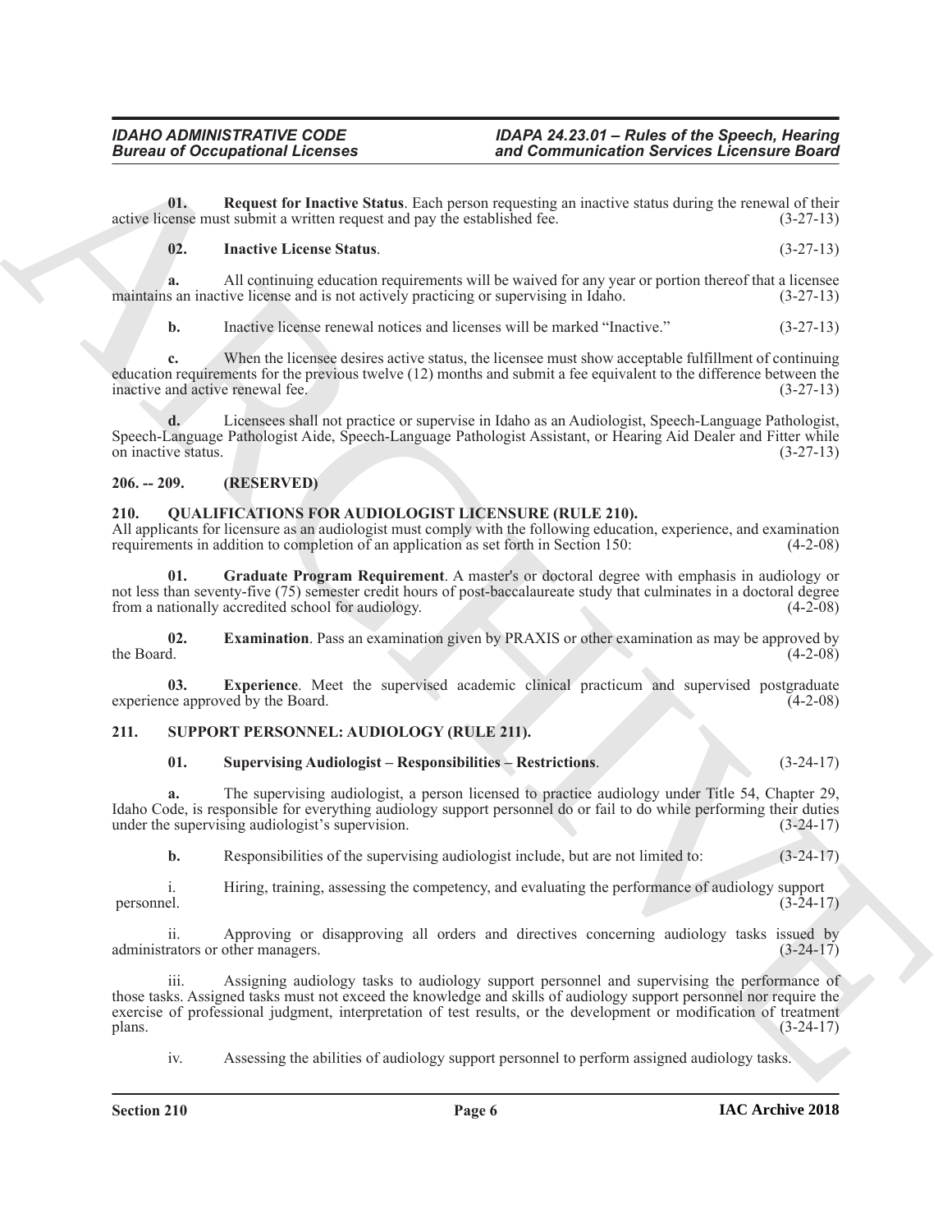**01. Request for Inactive Status**. Each person requesting an inactive status during the renewal of their active license must submit a written request and pay the established fee. (3-27-13)

**02. Inactive License Status**. (3-27-13)

**a.** All continuing education requirements will be waived for any year or portion thereof that a licensee maintains an inactive license and is not actively practicing or supervising in Idaho. (3-27-13)

**b.** Inactive license renewal notices and licenses will be marked "Inactive." (3-27-13)

**c.** When the licensee desires active status, the licensee must show acceptable fulfillment of continuing education requirements for the previous twelve (12) months and submit a fee equivalent to the difference between the inactive and active renewal fee. (3-27-13)

**d.** Licensees shall not practice or supervise in Idaho as an Audiologist, Speech-Language Pathologist, Speech-Language Pathologist Aide, Speech-Language Pathologist Assistant, or Hearing Aid Dealer and Fitter while on inactive status. (3-27-13)

## 206. -- 209. (RESERVED)

## 210. QUALIFICATIONS FOR AUDIOLOGIST LICENSURE (RULE 210).

All applicants for licensure as an audiologist must comply with the following education, experience, and examination requirements in addition to completion of an application as set forth in Section 150: (4-2-08)

**01. Graduate Program Requirement**. A master's or doctoral degree with emphasis in audiology or not less than seventy-five (75) semester credit hours of post-baccalaureate study that culminates in a doctoral degree from a nationally accredited school for audiology. (4-2-08)

**02. Examination**. Pass an examination given by PRAXIS or other examination as may be approved by the Board. (4-2-08)

**03. Experience**. Meet the supervised academic clinical practicum and supervised postgraduate experience approved by the Board. (4-2-08)

## 211. SUPPORT PERSONNEL: AUDIOLOGY (RULE 211).

**01. Supervising Audiologist – Responsibilities – Restrictions**. (3-24-17)

**a.** The supervising audiologist, a person licensed to practice audiology under Title 54, Chapter 29, Idaho Code, is responsible for everything audiology support personnel do or fail to do while performing their duties under the supervising audiologist's supervision. (3-24-17)

**b.** Responsibilities of the supervising audiologist include, but are not limited to: (3-24-17)

i. Hiring, training, assessing the competency, and evaluating the performance of audiology support personnel. (3-24-17)

ii. Approving or disapproving all orders and directives concerning audiology tasks issued by administrators or other managers. (3-24-17)

iii. Assigning audiology tasks to audiology support personnel and supervising the performance of those tasks. Assigned tasks must not exceed the knowledge and skills of audiology support personnel nor require the exercise of professional judgment, interpretation of test results, or the development or modification of treatment plans. (3-24-17)

iv. Assessing the abilities of audiology support personnel to perform assigned audiology tasks.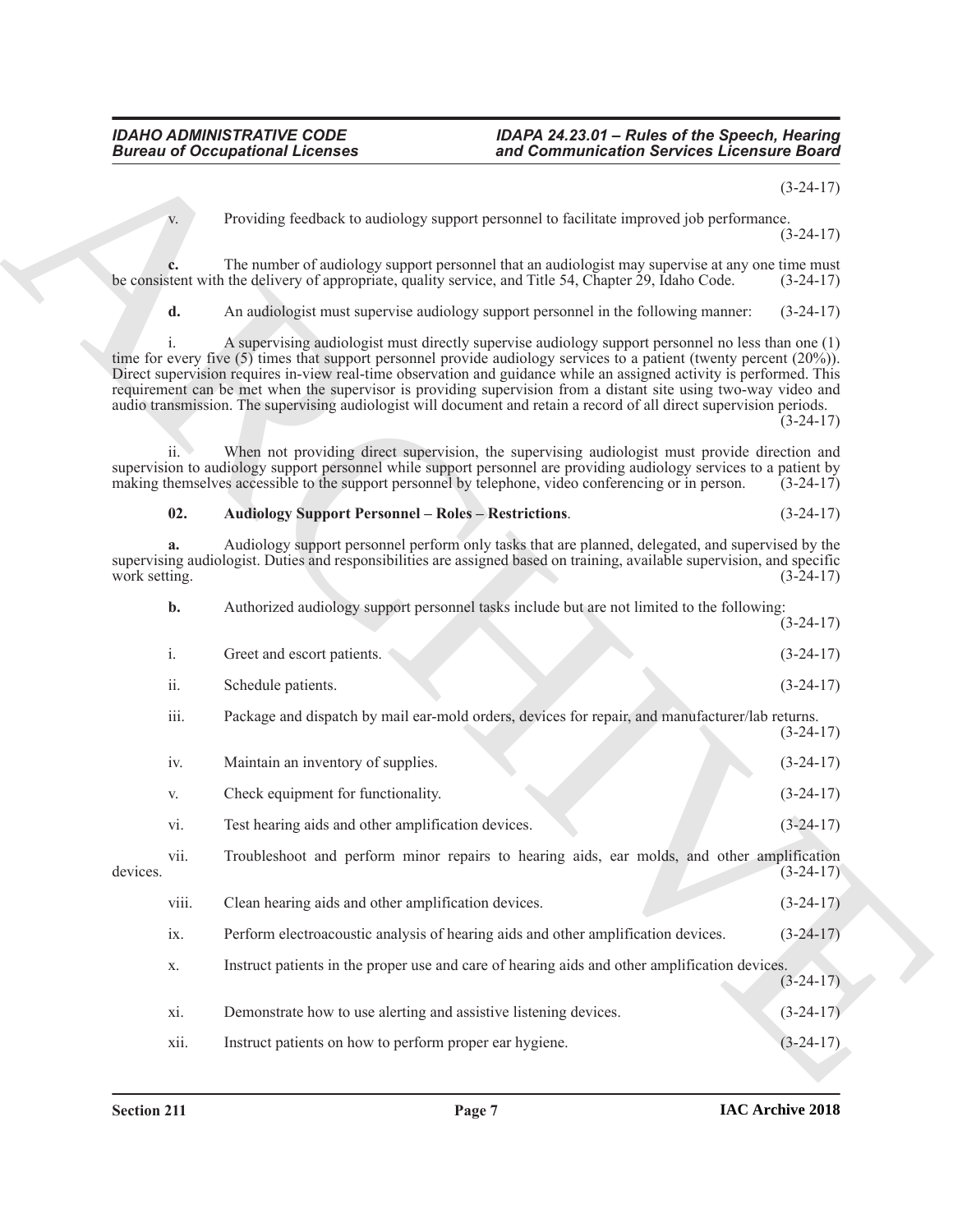(3-24-17)

v. Providing feedback to audiology support personnel to facilitate improved job performance. (3-24-17)

**c.** The number of audiology support personnel that an audiologist may supervise at any one time must be consistent with the delivery of appropriate, quality service, and Title 54, Chapter 29, Idaho Code. (3-24-17)

**d.** An audiologist must supervise audiology support personnel in the following manner: (3-24-17)

i. A supervising audiologist must directly supervise audiology support personnel no less than one (1) time for every five (5) times that support personnel provide audiology services to a patient (twenty percent (20%)). Direct supervision requires in-view real-time observation and guidance while an assigned activity is performed. This requirement can be met when the supervisor is providing supervision from a distant site using two-way video and audio transmission. The supervising audiologist will document and retain a record of all direct supervision periods. (3-24-17)

ii. When not providing direct supervision, the supervising audiologist must provide direction and supervision to audiology support personnel while support personnel are providing audiology services to a patient by making themselves accessible to the support personnel by telephone, video conferencing or in person. (3-24-17)

**02. Audiology Support Personnel – Roles – Restrictions**. (3-24-17)

**a.** Audiology support personnel perform only tasks that are planned, delegated, and supervised by the supervising audiologist. Duties and responsibilities are assigned based on training, available supervision, and specific work setting. (3-24-17)

**b.** Authorized audiology support personnel tasks include but are not limited to the following: (3-24-17)

i. Greet and escort patients. (3-24-17)

ii. Schedule patients. (3-24-17)

iii. Package and dispatch by mail ear-mold orders, devices for repair, and manufacturer/lab returns. (3-24-17)

iv. Maintain an inventory of supplies. (3-24-17)

v. Check equipment for functionality. (3-24-17)

vi. Test hearing aids and other amplification devices. (3-24-17)

vii. Troubleshoot and perform minor repairs to hearing aids, ear molds, and other amplification devices. (3-24-17)

viii. Clean hearing aids and other amplification devices. (3-24-17)

ix. Perform electroacoustic analysis of hearing aids and other amplification devices. (3-24-17)

x. Instruct patients in the proper use and care of hearing aids and other amplification devices. (3-24-17)

xi. Demonstrate how to use alerting and assistive listening devices. (3-24-17)

xii. Instruct patients on how to perform proper ear hygiene. (3-24-17)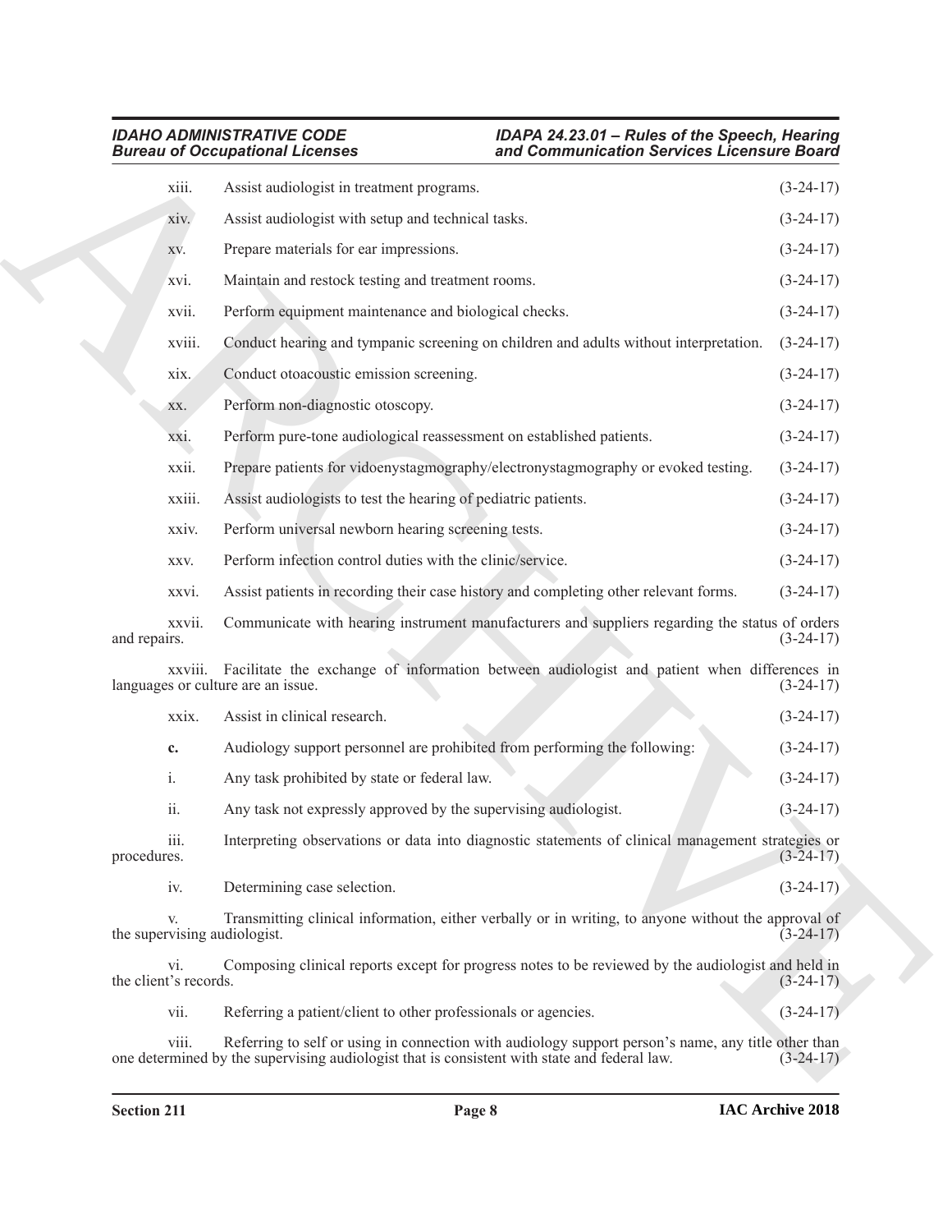xiii. Assist audiologist in treatment programs. (3-24-17)

xiv. Assist audiologist with setup and technical tasks. (3-24-17)

xv. Prepare materials for ear impressions. (3-24-17)

xvi. Maintain and restock testing and treatment rooms. (3-24-17)

xvii. Perform equipment maintenance and biological checks. (3-24-17)

xviii. Conduct hearing and tympanic screening on children and adults without interpretation. (3-24-17)

xix. Conduct otoacoustic emission screening. (3-24-17)

xx. Perform non-diagnostic otoscopy. (3-24-17)

xxi. Perform pure-tone audiological reassessment on established patients. (3-24-17)

xxii. Prepare patients for vidoenystagmography/electronystagmography or evoked testing. (3-24-17)

xxiii. Assist audiologists to test the hearing of pediatric patients. (3-24-17)

xxiv. Perform universal newborn hearing screening tests. (3-24-17)

xxv. Perform infection control duties with the clinic/service. (3-24-17)

xxvi. Assist patients in recording their case history and completing other relevant forms. (3-24-17)

xxvii. Communicate with hearing instrument manufacturers and suppliers regarding the status of orders and repairs. (3-24-17)

xxviii. Facilitate the exchange of information between audiologist and patient when differences in languages or culture are an issue. (3-24-17)

xxix. Assist in clinical research. (3-24-17)

**c.** Audiology support personnel are prohibited from performing the following: (3-24-17)

i. Any task prohibited by state or federal law. (3-24-17)

ii. Any task not expressly approved by the supervising audiologist. (3-24-17)

iii. Interpreting observations or data into diagnostic statements of clinical management strategies or procedures. (3-24-17)

iv. Determining case selection. (3-24-17)

v. Transmitting clinical information, either verbally or in writing, to anyone without the approval of the supervising audiologist. (3-24-17)

vi. Composing clinical reports except for progress notes to be reviewed by the audiologist and held in the client's records. (3-24-17)

vii. Referring a patient/client to other professionals or agencies. (3-24-17)

viii. Referring to self or using in connection with audiology support person's name, any title other than one determined by the supervising audiologist that is consistent with state and federal law. (3-24-17)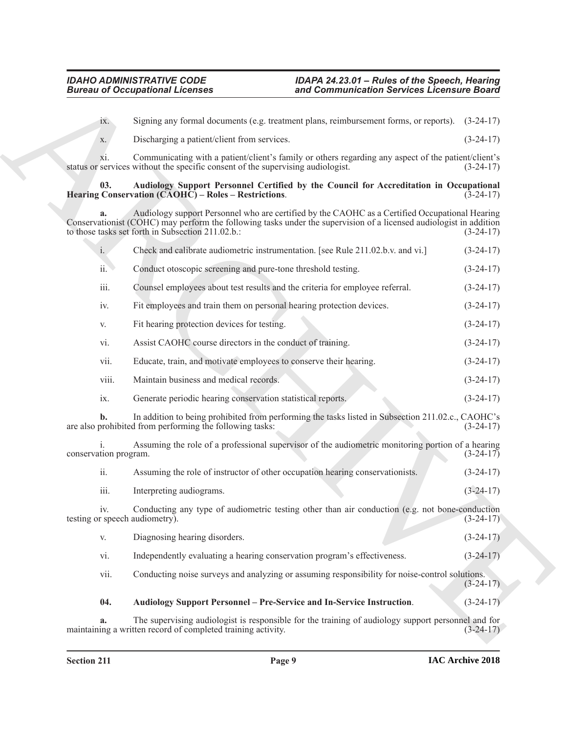ix. Signing any formal documents (e.g. treatment plans, reimbursement forms, or reports). (3-24-17)

x. Discharging a patient/client from services. (3-24-17)

xi. Communicating with a patient/client's family or others regarding any aspect of the patient/client's status or services without the specific consent of the supervising audiologist. (3-24-17)

**03. Audiology Support Personnel Certified by the Council for Accreditation in Occupational Hearing Conservation (CAOHC) – Roles – Restrictions**. (3-24-17)

**a.** Audiology support Personnel who are certified by the CAOHC as a Certified Occupational Hearing Conservationist (COHC) may perform the following tasks under the supervision of a licensed audiologist in addition to those tasks set forth in Subsection 211.02.b.: (3-24-17)

i. Check and calibrate audiometric instrumentation. [see Rule 211.02.b.v. and vi.] (3-24-17)

ii. Conduct otoscopic screening and pure-tone threshold testing. (3-24-17)

iii. Counsel employees about test results and the criteria for employee referral. (3-24-17)

iv. Fit employees and train them on personal hearing protection devices. (3-24-17)

v. Fit hearing protection devices for testing. (3-24-17)

vi. Assist CAOHC course directors in the conduct of training. (3-24-17)

vii. Educate, train, and motivate employees to conserve their hearing. (3-24-17)

viii. Maintain business and medical records. (3-24-17)

ix. Generate periodic hearing conservation statistical reports. (3-24-17)

**b.** In addition to being prohibited from performing the tasks listed in Subsection 211.02.c., CAOHC's are also prohibited from performing the following tasks: (3-24-17)

i. Assuming the role of a professional supervisor of the audiometric monitoring portion of a hearing conservation program. (3-24-17)

ii. Assuming the role of instructor of other occupation hearing conservationists. (3-24-17)

iii. Interpreting audiograms. (3-24-17)

iv. Conducting any type of audiometric testing other than air conduction (e.g. not bone-conduction testing or speech audiometry). (3-24-17)

v. Diagnosing hearing disorders. (3-24-17)

vi. Independently evaluating a hearing conservation program's effectiveness. (3-24-17)

vii. Conducting noise surveys and analyzing or assuming responsibility for noise-control solutions. (3-24-17)

**04. Audiology Support Personnel – Pre-Service and In-Service Instruction**. (3-24-17)

**a.** The supervising audiologist is responsible for the training of audiology support personnel and for maintaining a written record of completed training activity. (3-24-17)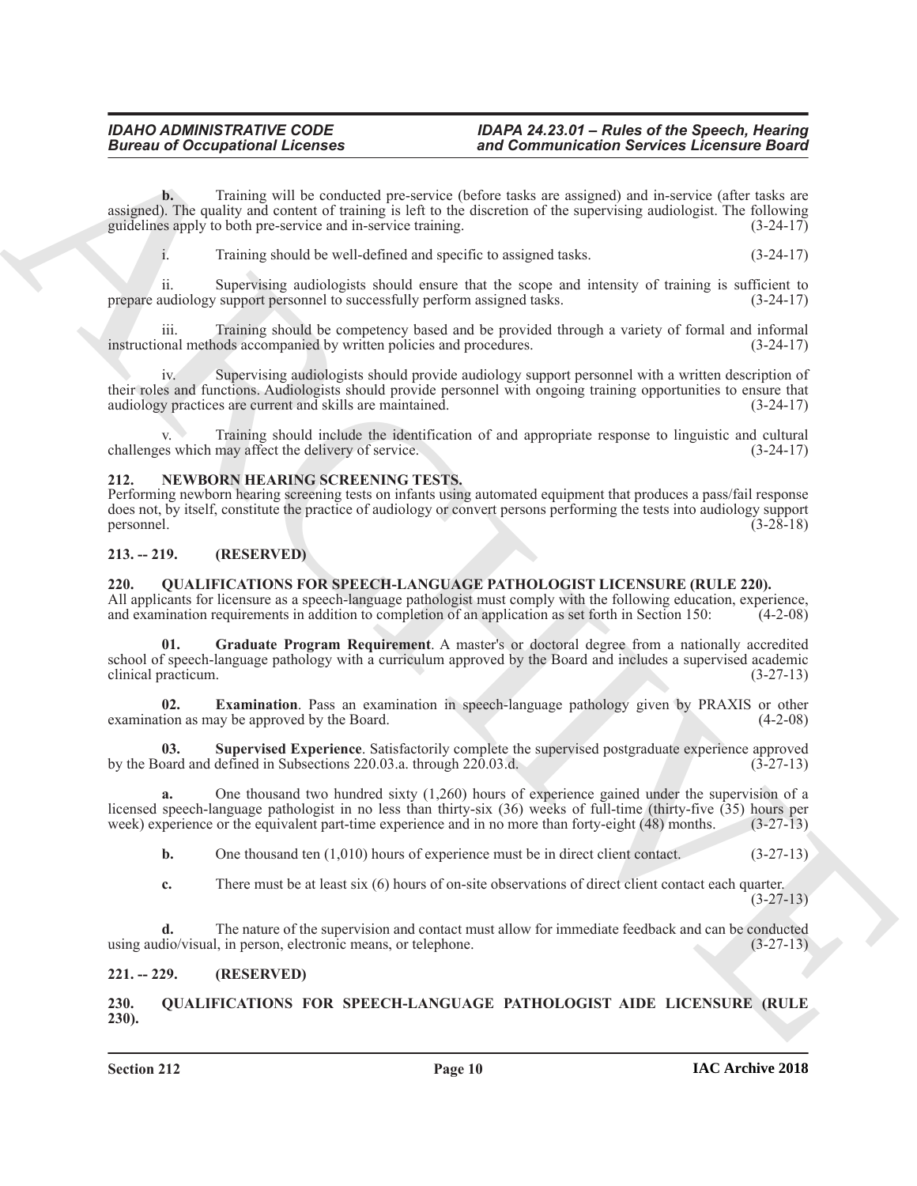**b.** Training will be conducted pre-service (before tasks are assigned) and in-service (after tasks are assigned). The quality and content of training is left to the discretion of the supervising audiologist. The following guidelines apply to both pre-service and in-service training. (3-24-17)

i. Training should be well-defined and specific to assigned tasks. (3-24-17)

ii. Supervising audiologists should ensure that the scope and intensity of training is sufficient to prepare audiology support personnel to successfully perform assigned tasks. (3-24-17)

iii. Training should be competency based and be provided through a variety of formal and informal instructional methods accompanied by written policies and procedures. (3-24-17)

iv. Supervising audiologists should provide audiology support personnel with a written description of their roles and functions. Audiologists should provide personnel with ongoing training opportunities to ensure that audiology practices are current and skills are maintained. (3-24-17)

v. Training should include the identification of and appropriate response to linguistic and cultural challenges which may affect the delivery of service. (3-24-17)

## 212. NEWBORN HEARING SCREENING TESTS.

Performing newborn hearing screening tests on infants using automated equipment that produces a pass/fail response does not, by itself, constitute the practice of audiology or convert persons performing the tests into audiology support personnel. (3-28-18)

## 213. -- 219. (RESERVED)

## 220. QUALIFICATIONS FOR SPEECH-LANGUAGE PATHOLOGIST LICENSURE (RULE 220).

All applicants for licensure as a speech-language pathologist must comply with the following education, experience, and examination requirements in addition to completion of an application as set forth in Section 150: (4-2-08)

**01. Graduate Program Requirement**. A master's or doctoral degree from a nationally accredited school of speech-language pathology with a curriculum approved by the Board and includes a supervised academic clinical practicum. (3-27-13)

**02. Examination**. Pass an examination in speech-language pathology given by PRAXIS or other examination as may be approved by the Board. (4-2-08)

**03. Supervised Experience**. Satisfactorily complete the supervised postgraduate experience approved by the Board and defined in Subsections 220.03.a. through 220.03.d. (3-27-13)

**a.** One thousand two hundred sixty (1,260) hours of experience gained under the supervision of a licensed speech-language pathologist in no less than thirty-six (36) weeks of full-time (thirty-five (35) hours per week) experience or the equivalent part-time experience and in no more than forty-eight (48) months. (3-27-13)

**b.** One thousand ten (1,010) hours of experience must be in direct client contact. (3-27-13)

**c.** There must be at least six (6) hours of on-site observations of direct client contact each quarter. (3-27-13)

**d.** The nature of the supervision and contact must allow for immediate feedback and can be conducted using audio/visual, in person, electronic means, or telephone. (3-27-13)

## 221. -- 229. (RESERVED)

## 230. QUALIFICATIONS FOR SPEECH-LANGUAGE PATHOLOGIST AIDE LICENSURE (RULE 230).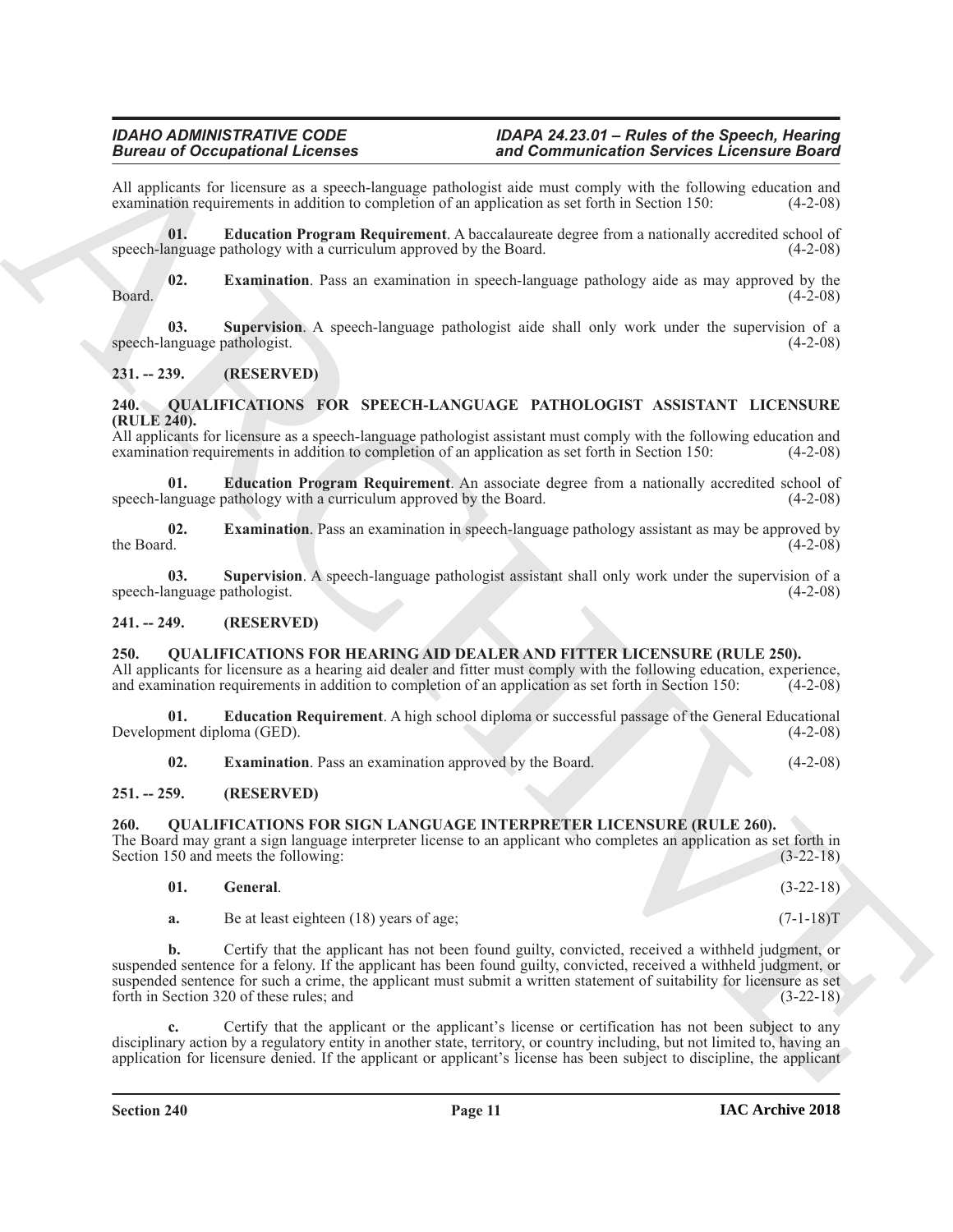All applicants for licensure as a speech-language pathologist aide must comply with the following education and examination requirements in addition to completion of an application as set forth in Section 150: (4-2-08)

**01. Education Program Requirement**. A baccalaureate degree from a nationally accredited school of speech-language pathology with a curriculum approved by the Board. (4-2-08)

**02. Examination**. Pass an examination in speech-language pathology aide as may approved by the Board. (4-2-08)

**03. Supervision**. A speech-language pathologist aide shall only work under the supervision of a speech-language pathologist. (4-2-08)

## 231. -- 239. (RESERVED)

## 240. QUALIFICATIONS FOR SPEECH-LANGUAGE PATHOLOGIST ASSISTANT LICENSURE (RULE 240).

All applicants for licensure as a speech-language pathologist assistant must comply with the following education and examination requirements in addition to completion of an application as set forth in Section 150: (4-2-08)

**01. Education Program Requirement**. An associate degree from a nationally accredited school of speech-language pathology with a curriculum approved by the Board. (4-2-08)

**02. Examination**. Pass an examination in speech-language pathology assistant as may be approved by the Board. (4-2-08)

**03. Supervision**. A speech-language pathologist assistant shall only work under the supervision of a speech-language pathologist. (4-2-08)

## 241. -- 249. (RESERVED)

## 250. QUALIFICATIONS FOR HEARING AID DEALER AND FITTER LICENSURE (RULE 250).

All applicants for licensure as a hearing aid dealer and fitter must comply with the following education, experience, and examination requirements in addition to completion of an application as set forth in Section 150: (4-2-08)

**01. Education Requirement**. A high school diploma or successful passage of the General Educational Development diploma (GED). (4-2-08)

**02. Examination**. Pass an examination approved by the Board. (4-2-08)

## 251. -- 259. (RESERVED)

## 260. QUALIFICATIONS FOR SIGN LANGUAGE INTERPRETER LICENSURE (RULE 260).

The Board may grant a sign language interpreter license to an applicant who completes an application as set forth in Section 150 and meets the following: (3-22-18)

**01. General**. (3-22-18)

**a.** Be at least eighteen (18) years of age; (7-1-18)T

**b.** Certify that the applicant has not been found guilty, convicted, received a withheld judgment, or suspended sentence for a felony. If the applicant has been found guilty, convicted, received a withheld judgment, or suspended sentence for such a crime, the applicant must submit a written statement of suitability for licensure as set forth in Section 320 of these rules; and (3-22-18)

**c.** Certify that the applicant or the applicant's license or certification has not been subject to any disciplinary action by a regulatory entity in another state, territory, or country including, but not limited to, having an application for licensure denied. If the applicant or applicant's license has been subject to discipline, the applicant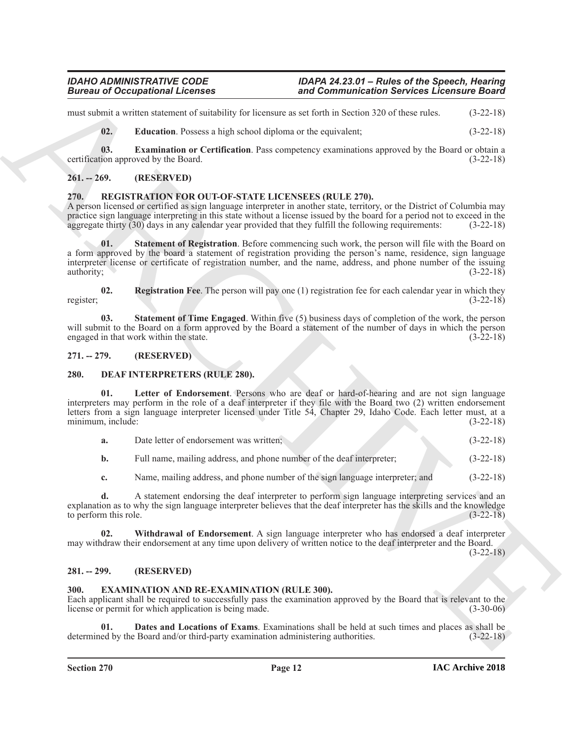must submit a written statement of suitability for licensure as set forth in Section 320 of these rules. (3-22-18)

**02. Education**. Possess a high school diploma or the equivalent; (3-22-18)

**03. Examination or Certification**. Pass competency examinations approved by the Board or obtain a certification approved by the Board. (3-22-18)

## 261. -- 269. (RESERVED)

## 270. REGISTRATION FOR OUT-OF-STATE LICENSEES (RULE 270).

A person licensed or certified as sign language interpreter in another state, territory, or the District of Columbia may practice sign language interpreting in this state without a license issued by the board for a period not to exceed in the aggregate thirty (30) days in any calendar year provided that they fulfill the following requirements: (3-22-18)

**01. Statement of Registration**. Before commencing such work, the person will file with the Board on a form approved by the board a statement of registration providing the person's name, residence, sign language interpreter license or certificate of registration number, and the name, address, and phone number of the issuing authority; (3-22-18)

**02. Registration Fee**. The person will pay one (1) registration fee for each calendar year in which they register; (3-22-18)

**03. Statement of Time Engaged**. Within five (5) business days of completion of the work, the person will submit to the Board on a form approved by the Board a statement of the number of days in which the person engaged in that work within the state. (3-22-18)

## 271. -- 279. (RESERVED)

## 280. DEAF INTERPRETERS (RULE 280).

**01. Letter of Endorsement**. Persons who are deaf or hard-of-hearing and are not sign language interpreters may perform in the role of a deaf interpreter if they file with the Board two (2) written endorsement letters from a sign language interpreter licensed under Title 54, Chapter 29, Idaho Code. Each letter must, at a minimum, include: (3-22-18)

**a.** Date letter of endorsement was written; (3-22-18)

**b.** Full name, mailing address, and phone number of the deaf interpreter; (3-22-18)

**c.** Name, mailing address, and phone number of the sign language interpreter; and (3-22-18)

**d.** A statement endorsing the deaf interpreter to perform sign language interpreting services and an explanation as to why the sign language interpreter believes that the deaf interpreter has the skills and the knowledge to perform this role. (3-22-18)

**02. Withdrawal of Endorsement**. A sign language interpreter who has endorsed a deaf interpreter may withdraw their endorsement at any time upon delivery of written notice to the deaf interpreter and the Board. (3-22-18)

## 281. -- 299. (RESERVED)

## 300. EXAMINATION AND RE-EXAMINATION (RULE 300).

Each applicant shall be required to successfully pass the examination approved by the Board that is relevant to the license or permit for which application is being made. (3-30-06)

**01. Dates and Locations of Exams**. Examinations shall be held at such times and places as shall be determined by the Board and/or third-party examination administering authorities. (3-22-18)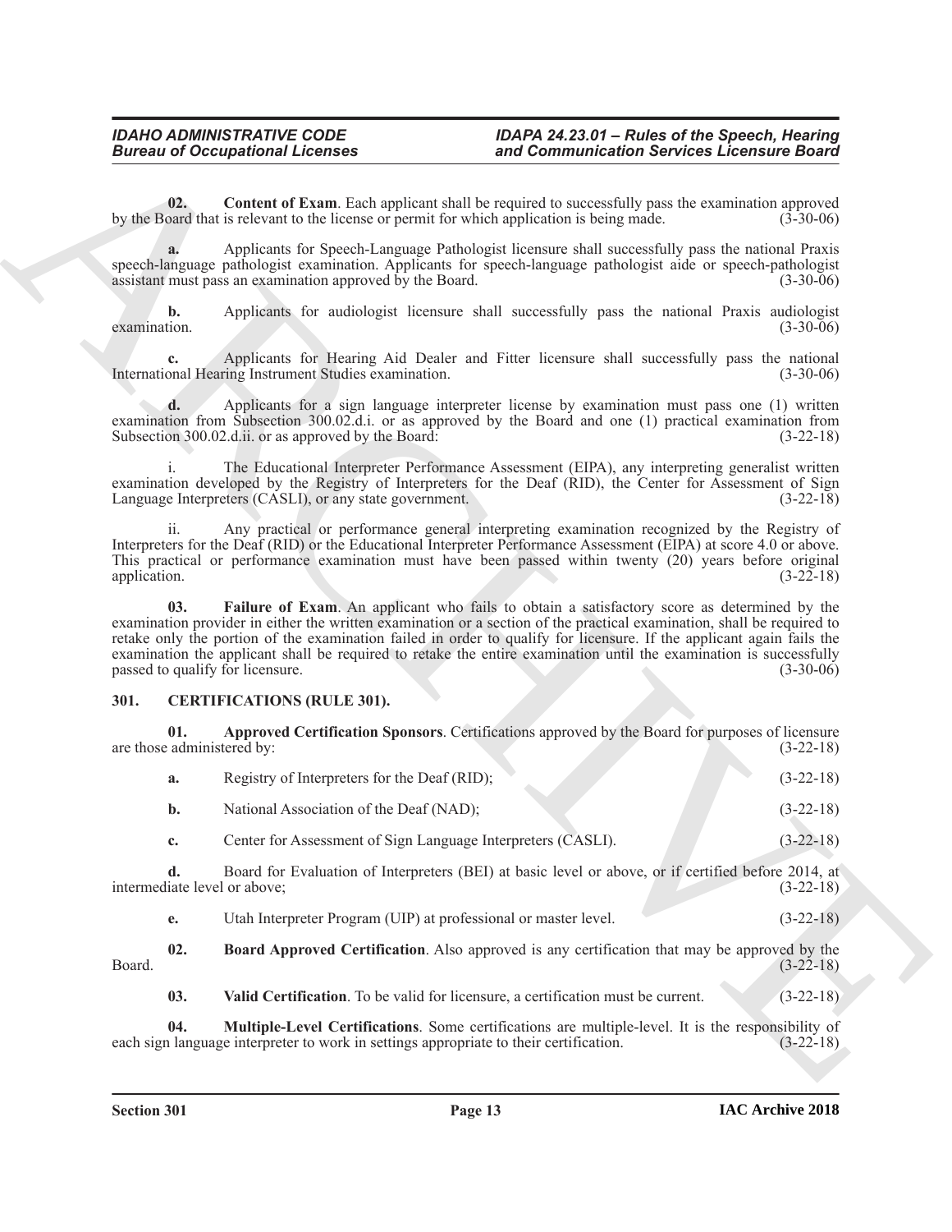**02. Content of Exam**. Each applicant shall be required to successfully pass the examination approved by the Board that is relevant to the license or permit for which application is being made. (3-30-06)

**a.** Applicants for Speech-Language Pathologist licensure shall successfully pass the national Praxis speech-language pathologist examination. Applicants for speech-language pathologist aide or speech-pathologist assistant must pass an examination approved by the Board. (3-30-06)

**b.** Applicants for audiologist licensure shall successfully pass the national Praxis audiologist examination. (3-30-06)

**c.** Applicants for Hearing Aid Dealer and Fitter licensure shall successfully pass the national International Hearing Instrument Studies examination. (3-30-06)

**d.** Applicants for a sign language interpreter license by examination must pass one (1) written examination from Subsection 300.02.d.i. or as approved by the Board and one (1) practical examination from Subsection 300.02.d.ii. or as approved by the Board: (3-22-18)

i. The Educational Interpreter Performance Assessment (EIPA), any interpreting generalist written examination developed by the Registry of Interpreters for the Deaf (RID), the Center for Assessment of Sign Language Interpreters (CASLI), or any state government. (3-22-18)

ii. Any practical or performance general interpreting examination recognized by the Registry of Interpreters for the Deaf (RID) or the Educational Interpreter Performance Assessment (EIPA) at score 4.0 or above. This practical or performance examination must have been passed within twenty (20) years before original application. (3-22-18)

**03. Failure of Exam**. An applicant who fails to obtain a satisfactory score as determined by the examination provider in either the written examination or a section of the practical examination, shall be required to retake only the portion of the examination failed in order to qualify for licensure. If the applicant again fails the examination the applicant shall be required to retake the entire examination until the examination is successfully passed to qualify for licensure. (3-30-06)

## 301. CERTIFICATIONS (RULE 301).

**01. Approved Certification Sponsors**. Certifications approved by the Board for purposes of licensure are those administered by: (3-22-18)

**a.** Registry of Interpreters for the Deaf (RID); (3-22-18)

**b.** National Association of the Deaf (NAD); (3-22-18)

**c.** Center for Assessment of Sign Language Interpreters (CASLI). (3-22-18)

**d.** Board for Evaluation of Interpreters (BEI) at basic level or above, or if certified before 2014, at intermediate level or above; (3-22-18)

**e.** Utah Interpreter Program (UIP) at professional or master level. (3-22-18)

**02. Board Approved Certification**. Also approved is any certification that may be approved by the Board. (3-22-18)

**03. Valid Certification**. To be valid for licensure, a certification must be current. (3-22-18)

**04. Multiple-Level Certifications**. Some certifications are multiple-level. It is the responsibility of each sign language interpreter to work in settings appropriate to their certification. (3-22-18)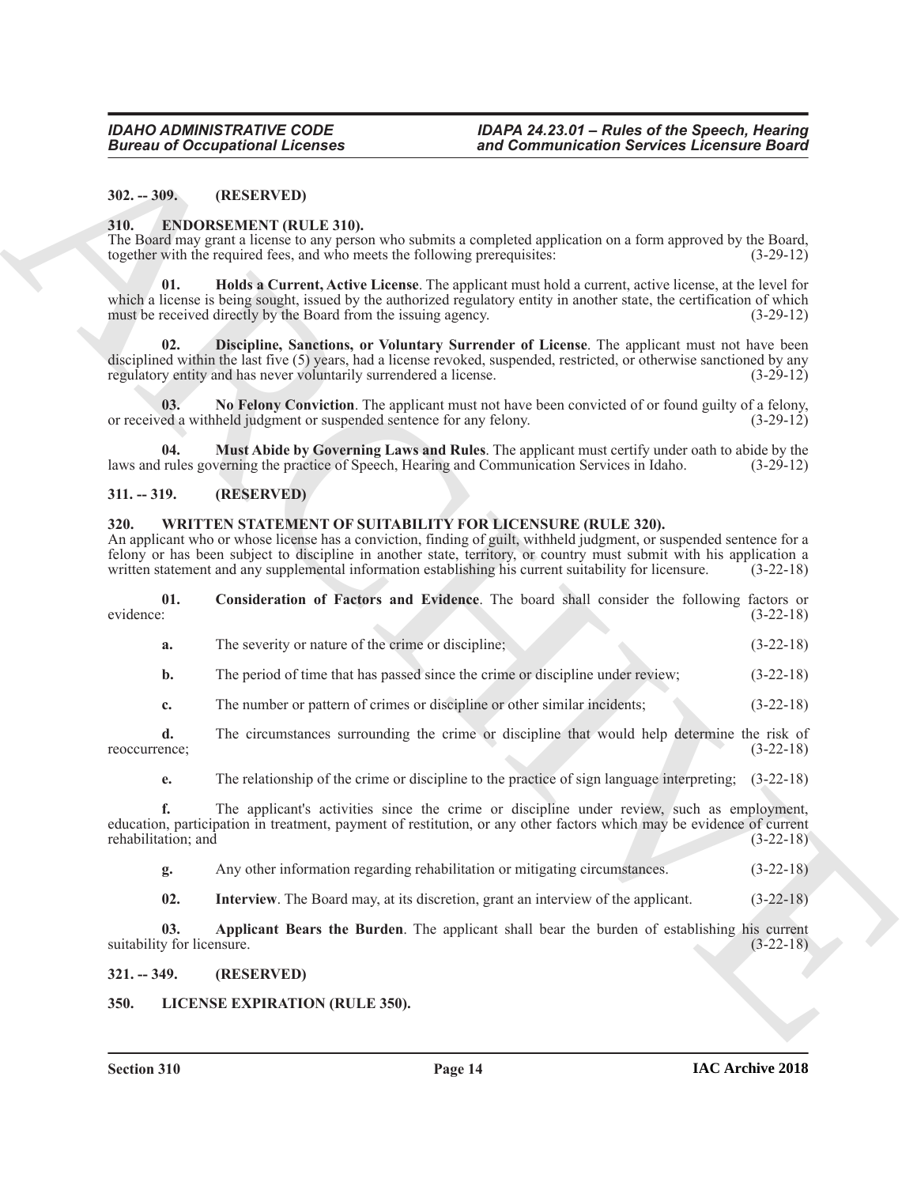**302. -- 309. (RESERVED)**

**310. ENDORSEMENT (RULE 310).**

The Board may grant a license to any person who submits a completed application on a form approved by the Board, together with the required fees, and who meets the following prerequisites: (3-29-12)

**01. Holds a Current, Active License**. The applicant must hold a current, active license, at the level for which a license is being sought, issued by the authorized regulatory entity in another state, the certification of which must be received directly by the Board from the issuing agency. (3-29-12)

**02. Discipline, Sanctions, or Voluntary Surrender of License**. The applicant must not have been disciplined within the last five (5) years, had a license revoked, suspended, restricted, or otherwise sanctioned by any regulatory entity and has never voluntarily surrendered a license. (3-29-12)

**03. No Felony Conviction**. The applicant must not have been convicted of or found guilty of a felony, or received a withheld judgment or suspended sentence for any felony. (3-29-12)

**04. Must Abide by Governing Laws and Rules**. The applicant must certify under oath to abide by the laws and rules governing the practice of Speech, Hearing and Communication Services in Idaho. (3-29-12)

**311. -- 319. (RESERVED)**

**320. WRITTEN STATEMENT OF SUITABILITY FOR LICENSURE (RULE 320).**

An applicant who or whose license has a conviction, finding of guilt, withheld judgment, or suspended sentence for a felony or has been subject to discipline in another state, territory, or country must submit with his application a written statement and any supplemental information establishing his current suitability for licensure. (3-22-18)

**01. Consideration of Factors and Evidence**. The board shall consider the following factors or evidence: (3-22-18)

**a.** The severity or nature of the crime or discipline; (3-22-18)

**b.** The period of time that has passed since the crime or discipline under review; (3-22-18)

**c.** The number or pattern of crimes or discipline or other similar incidents; (3-22-18)

**d.** The circumstances surrounding the crime or discipline that would help determine the risk of reoccurrence; (3-22-18)

**e.** The relationship of the crime or discipline to the practice of sign language interpreting; (3-22-18)

**f.** The applicant's activities since the crime or discipline under review, such as employment, education, participation in treatment, payment of restitution, or any other factors which may be evidence of current rehabilitation; and (3-22-18)

**g.** Any other information regarding rehabilitation or mitigating circumstances. (3-22-18)

**02. Interview**. The Board may, at its discretion, grant an interview of the applicant. (3-22-18)

**03. Applicant Bears the Burden**. The applicant shall bear the burden of establishing his current suitability for licensure. (3-22-18)

**321. -- 349. (RESERVED)**

**350. LICENSE EXPIRATION (RULE 350).**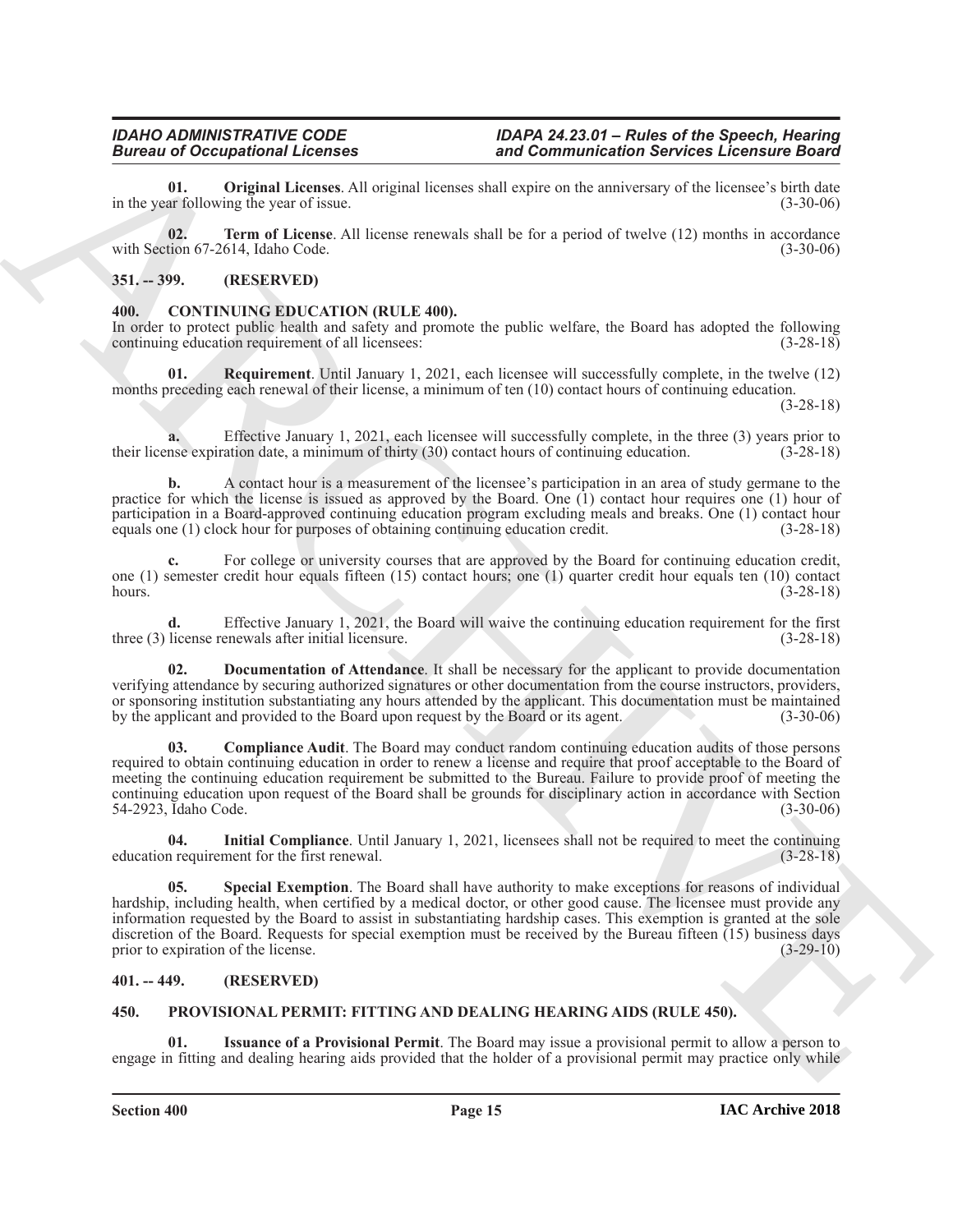**01. Original Licenses**. All original licenses shall expire on the anniversary of the licensee's birth date in the year following the year of issue. (3-30-06)

**02. Term of License**. All license renewals shall be for a period of twelve (12) months in accordance with Section 67-2614, Idaho Code. (3-30-06)

## 351. -- 399. (RESERVED)

## 400. CONTINUING EDUCATION (RULE 400).

In order to protect public health and safety and promote the public welfare, the Board has adopted the following continuing education requirement of all licensees: (3-28-18)

**01. Requirement**. Until January 1, 2021, each licensee will successfully complete, in the twelve (12) months preceding each renewal of their license, a minimum of ten (10) contact hours of continuing education. (3-28-18)

**a.** Effective January 1, 2021, each licensee will successfully complete, in the three (3) years prior to their license expiration date, a minimum of thirty (30) contact hours of continuing education. (3-28-18)

**b.** A contact hour is a measurement of the licensee's participation in an area of study germane to the practice for which the license is issued as approved by the Board. One (1) contact hour requires one (1) hour of participation in a Board-approved continuing education program excluding meals and breaks. One (1) contact hour equals one (1) clock hour for purposes of obtaining continuing education credit. (3-28-18)

**c.** For college or university courses that are approved by the Board for continuing education credit, one (1) semester credit hour equals fifteen (15) contact hours; one (1) quarter credit hour equals ten (10) contact hours. (3-28-18)

**d.** Effective January 1, 2021, the Board will waive the continuing education requirement for the first three (3) license renewals after initial licensure. (3-28-18)

**02. Documentation of Attendance**. It shall be necessary for the applicant to provide documentation verifying attendance by securing authorized signatures or other documentation from the course instructors, providers, or sponsoring institution substantiating any hours attended by the applicant. This documentation must be maintained by the applicant and provided to the Board upon request by the Board or its agent. (3-30-06)

**03. Compliance Audit**. The Board may conduct random continuing education audits of those persons required to obtain continuing education in order to renew a license and require that proof acceptable to the Board of meeting the continuing education requirement be submitted to the Bureau. Failure to provide proof of meeting the continuing education upon request of the Board shall be grounds for disciplinary action in accordance with Section 54-2923, Idaho Code. (3-30-06)

**04. Initial Compliance**. Until January 1, 2021, licensees shall not be required to meet the continuing education requirement for the first renewal. (3-28-18)

**05. Special Exemption**. The Board shall have authority to make exceptions for reasons of individual hardship, including health, when certified by a medical doctor, or other good cause. The licensee must provide any information requested by the Board to assist in substantiating hardship cases. This exemption is granted at the sole discretion of the Board. Requests for special exemption must be received by the Bureau fifteen (15) business days prior to expiration of the license. (3-29-10)

## 401. -- 449. (RESERVED)

## 450. PROVISIONAL PERMIT: FITTING AND DEALING HEARING AIDS (RULE 450).

**01. Issuance of a Provisional Permit**. The Board may issue a provisional permit to allow a person to engage in fitting and dealing hearing aids provided that the holder of a provisional permit may practice only while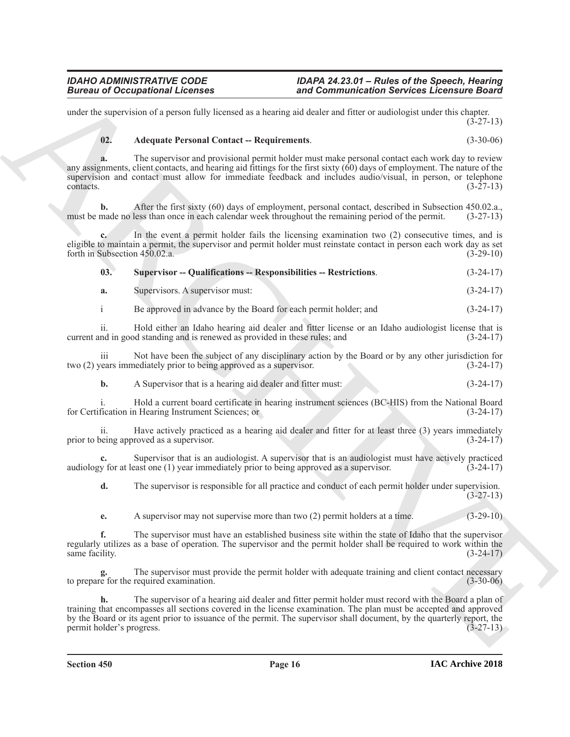under the supervision of a person fully licensed as a hearing aid dealer and fitter or audiologist under this chapter. (3-27-13)

**02. Adequate Personal Contact -- Requirements**. (3-30-06)

**a.** The supervisor and provisional permit holder must make personal contact each work day to review any assignments, client contacts, and hearing aid fittings for the first sixty (60) days of employment. The nature of the supervision and contact must allow for immediate feedback and includes audio/visual, in person, or telephone contacts. (3-27-13)

**b.** After the first sixty (60) days of employment, personal contact, described in Subsection 450.02.a., must be made no less than once in each calendar week throughout the remaining period of the permit. (3-27-13)

**c.** In the event a permit holder fails the licensing examination two (2) consecutive times, and is eligible to maintain a permit, the supervisor and permit holder must reinstate contact in person each work day as set forth in Subsection 450.02.a. (3-29-10)

**03. Supervisor -- Qualifications -- Responsibilities -- Restrictions**. (3-24-17)

**a.** Supervisors. A supervisor must: (3-24-17)

i Be approved in advance by the Board for each permit holder; and (3-24-17)

ii. Hold either an Idaho hearing aid dealer and fitter license or an Idaho audiologist license that is current and in good standing and is renewed as provided in these rules; and (3-24-17)

iii Not have been the subject of any disciplinary action by the Board or by any other jurisdiction for two (2) years immediately prior to being approved as a supervisor. (3-24-17)

**b.** A Supervisor that is a hearing aid dealer and fitter must: (3-24-17)

i. Hold a current board certificate in hearing instrument sciences (BC-HIS) from the National Board for Certification in Hearing Instrument Sciences; or (3-24-17)

ii. Have actively practiced as a hearing aid dealer and fitter for at least three (3) years immediately prior to being approved as a supervisor. (3-24-17)

**c.** Supervisor that is an audiologist. A supervisor that is an audiologist must have actively practiced audiology for at least one (1) year immediately prior to being approved as a supervisor. (3-24-17)

**d.** The supervisor is responsible for all practice and conduct of each permit holder under supervision. (3-27-13)

**e.** A supervisor may not supervise more than two (2) permit holders at a time. (3-29-10)

**f.** The supervisor must have an established business site within the state of Idaho that the supervisor regularly utilizes as a base of operation. The supervisor and the permit holder shall be required to work within the same facility. (3-24-17)

**g.** The supervisor must provide the permit holder with adequate training and client contact necessary to prepare for the required examination. (3-30-06)

**h.** The supervisor of a hearing aid dealer and fitter permit holder must record with the Board a plan of training that encompasses all sections covered in the license examination. The plan must be accepted and approved by the Board or its agent prior to issuance of the permit. The supervisor shall document, by the quarterly report, the permit holder's progress. (3-27-13)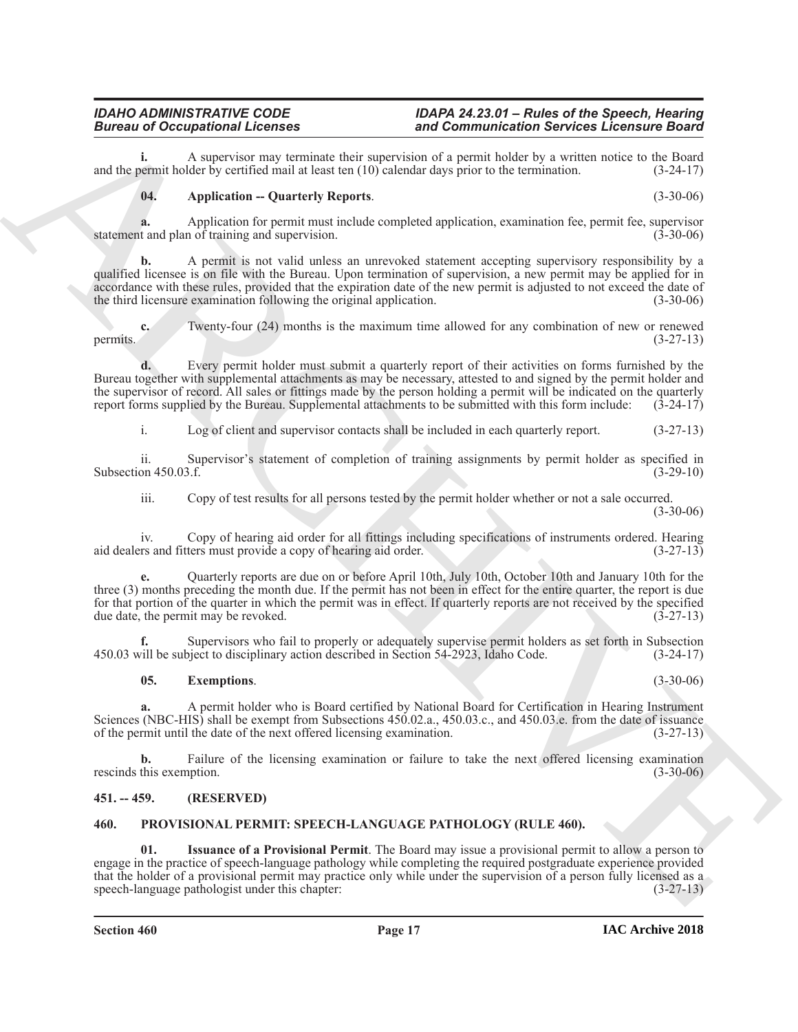**i.** A supervisor may terminate their supervision of a permit holder by a written notice to the Board and the permit holder by certified mail at least ten (10) calendar days prior to the termination. (3-24-17)

**04. Application -- Quarterly Reports**. (3-30-06)

**a.** Application for permit must include completed application, examination fee, permit fee, supervisor statement and plan of training and supervision. (3-30-06)

**b.** A permit is not valid unless an unrevoked statement accepting supervisory responsibility by a qualified licensee is on file with the Bureau. Upon termination of supervision, a new permit may be applied for in accordance with these rules, provided that the expiration date of the new permit is adjusted to not exceed the date of the third licensure examination following the original application. (3-30-06)

**c.** Twenty-four (24) months is the maximum time allowed for any combination of new or renewed permits. (3-27-13)

**d.** Every permit holder must submit a quarterly report of their activities on forms furnished by the Bureau together with supplemental attachments as may be necessary, attested to and signed by the permit holder and the supervisor of record. All sales or fittings made by the person holding a permit will be indicated on the quarterly report forms supplied by the Bureau. Supplemental attachments to be submitted with this form include: (3-24-17)

i. Log of client and supervisor contacts shall be included in each quarterly report. (3-27-13)

ii. Supervisor's statement of completion of training assignments by permit holder as specified in Subsection 450.03.f. (3-29-10)

iii. Copy of test results for all persons tested by the permit holder whether or not a sale occurred. (3-30-06)

iv. Copy of hearing aid order for all fittings including specifications of instruments ordered. Hearing aid dealers and fitters must provide a copy of hearing aid order. (3-27-13)

**e.** Quarterly reports are due on or before April 10th, July 10th, October 10th and January 10th for the three (3) months preceding the month due. If the permit has not been in effect for the entire quarter, the report is due for that portion of the quarter in which the permit was in effect. If quarterly reports are not received by the specified due date, the permit may be revoked. (3-27-13)

**f.** Supervisors who fail to properly or adequately supervise permit holders as set forth in Subsection 450.03 will be subject to disciplinary action described in Section 54-2923, Idaho Code. (3-24-17)

**05. Exemptions**. (3-30-06)

**a.** A permit holder who is Board certified by National Board for Certification in Hearing Instrument Sciences (NBC-HIS) shall be exempt from Subsections 450.02.a., 450.03.c., and 450.03.e. from the date of issuance of the permit until the date of the next offered licensing examination. (3-27-13)

**b.** Failure of the licensing examination or failure to take the next offered licensing examination rescinds this exemption. (3-30-06)

## 451. -- 459. (RESERVED)

## 460. PROVISIONAL PERMIT: SPEECH-LANGUAGE PATHOLOGY (RULE 460).

**01. Issuance of a Provisional Permit**. The Board may issue a provisional permit to allow a person to engage in the practice of speech-language pathology while completing the required postgraduate experience provided that the holder of a provisional permit may practice only while under the supervision of a person fully licensed as a speech-language pathologist under this chapter: (3-27-13)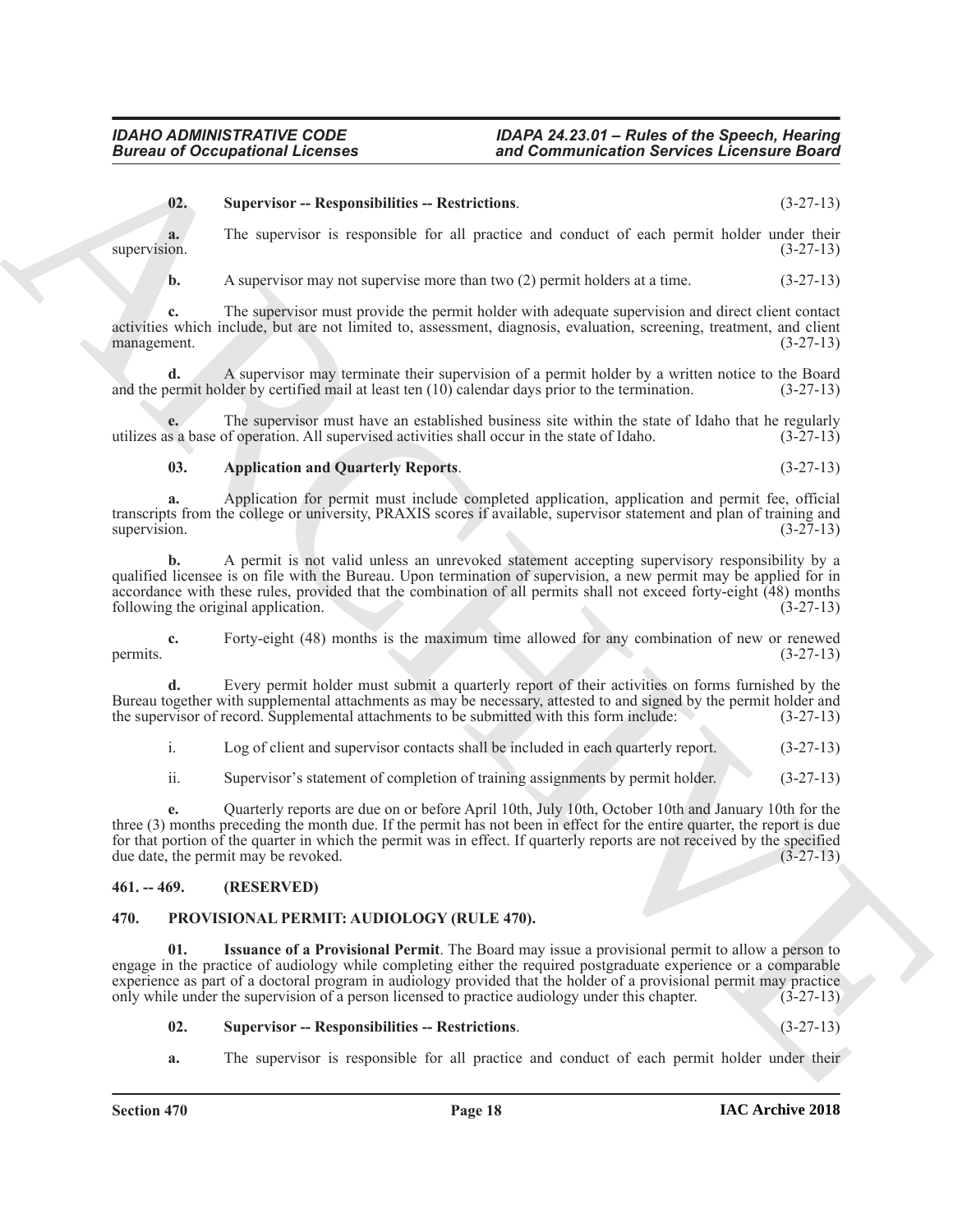**02. Supervisor -- Responsibilities -- Restrictions**. (3-27-13)

**a.** The supervisor is responsible for all practice and conduct of each permit holder under their supervision. (3-27-13)

**b.** A supervisor may not supervise more than two (2) permit holders at a time. (3-27-13)

**c.** The supervisor must provide the permit holder with adequate supervision and direct client contact activities which include, but are not limited to, assessment, diagnosis, evaluation, screening, treatment, and client management. (3-27-13)

**d.** A supervisor may terminate their supervision of a permit holder by a written notice to the Board and the permit holder by certified mail at least ten (10) calendar days prior to the termination. (3-27-13)

**e.** The supervisor must have an established business site within the state of Idaho that he regularly utilizes as a base of operation. All supervised activities shall occur in the state of Idaho. (3-27-13)

**03. Application and Quarterly Reports**. (3-27-13)

**a.** Application for permit must include completed application, application and permit fee, official transcripts from the college or university, PRAXIS scores if available, supervisor statement and plan of training and supervision. (3-27-13)

**b.** A permit is not valid unless an unrevoked statement accepting supervisory responsibility by a qualified licensee is on file with the Bureau. Upon termination of supervision, a new permit may be applied for in accordance with these rules, provided that the combination of all permits shall not exceed forty-eight (48) months following the original application. (3-27-13)

**c.** Forty-eight (48) months is the maximum time allowed for any combination of new or renewed permits. (3-27-13)

**d.** Every permit holder must submit a quarterly report of their activities on forms furnished by the Bureau together with supplemental attachments as may be necessary, attested to and signed by the permit holder and the supervisor of record. Supplemental attachments to be submitted with this form include: (3-27-13)

i. Log of client and supervisor contacts shall be included in each quarterly report. (3-27-13)

ii. Supervisor's statement of completion of training assignments by permit holder. (3-27-13)

**e.** Quarterly reports are due on or before April 10th, July 10th, October 10th and January 10th for the three (3) months preceding the month due. If the permit has not been in effect for the entire quarter, the report is due for that portion of the quarter in which the permit was in effect. If quarterly reports are not received by the specified due date, the permit may be revoked. (3-27-13)

## 461. -- 469. (RESERVED)

## 470. PROVISIONAL PERMIT: AUDIOLOGY (RULE 470).

**01. Issuance of a Provisional Permit**. The Board may issue a provisional permit to allow a person to engage in the practice of audiology while completing either the required postgraduate experience or a comparable experience as part of a doctoral program in audiology provided that the holder of a provisional permit may practice only while under the supervision of a person licensed to practice audiology under this chapter. (3-27-13)

**02. Supervisor -- Responsibilities -- Restrictions**. (3-27-13)

**a.** The supervisor is responsible for all practice and conduct of each permit holder under their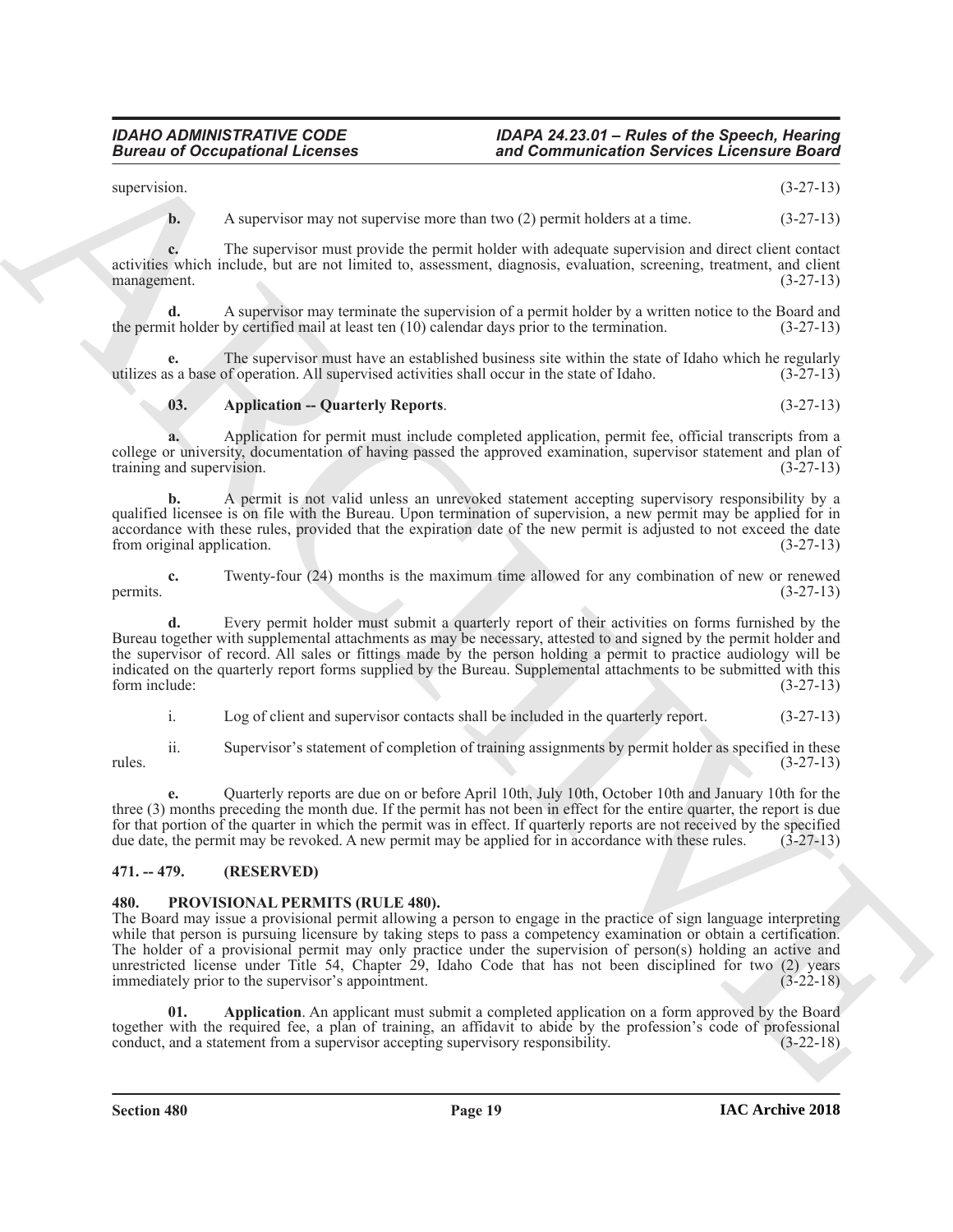supervision. (3-27-13)

**b.** A supervisor may not supervise more than two (2) permit holders at a time. (3-27-13)

**c.** The supervisor must provide the permit holder with adequate supervision and direct client contact activities which include, but are not limited to, assessment, diagnosis, evaluation, screening, treatment, and client management. (3-27-13)

**d.** A supervisor may terminate the supervision of a permit holder by a written notice to the Board and the permit holder by certified mail at least ten (10) calendar days prior to the termination. (3-27-13)

**e.** The supervisor must have an established business site within the state of Idaho which he regularly utilizes as a base of operation. All supervised activities shall occur in the state of Idaho. (3-27-13)

**03. Application -- Quarterly Reports**. (3-27-13)

**a.** Application for permit must include completed application, permit fee, official transcripts from a college or university, documentation of having passed the approved examination, supervisor statement and plan of training and supervision. (3-27-13)

**b.** A permit is not valid unless an unrevoked statement accepting supervisory responsibility by a qualified licensee is on file with the Bureau. Upon termination of supervision, a new permit may be applied for in accordance with these rules, provided that the expiration date of the new permit is adjusted to not exceed the date from original application. (3-27-13)

**c.** Twenty-four (24) months is the maximum time allowed for any combination of new or renewed permits. (3-27-13)

**d.** Every permit holder must submit a quarterly report of their activities on forms furnished by the Bureau together with supplemental attachments as may be necessary, attested to and signed by the permit holder and the supervisor of record. All sales or fittings made by the person holding a permit to practice audiology will be indicated on the quarterly report forms supplied by the Bureau. Supplemental attachments to be submitted with this form include: (3-27-13)

i. Log of client and supervisor contacts shall be included in the quarterly report. (3-27-13)

ii. Supervisor's statement of completion of training assignments by permit holder as specified in these rules. (3-27-13)

**e.** Quarterly reports are due on or before April 10th, July 10th, October 10th and January 10th for the three (3) months preceding the month due. If the permit has not been in effect for the entire quarter, the report is due for that portion of the quarter in which the permit was in effect. If quarterly reports are not received by the specified due date, the permit may be revoked. A new permit may be applied for in accordance with these rules. (3-27-13)

## 471. -- 479. (RESERVED)

## 480. PROVISIONAL PERMITS (RULE 480).

The Board may issue a provisional permit allowing a person to engage in the practice of sign language interpreting while that person is pursuing licensure by taking steps to pass a competency examination or obtain a certification. The holder of a provisional permit may only practice under the supervision of person(s) holding an active and unrestricted license under Title 54, Chapter 29, Idaho Code that has not been disciplined for two (2) years immediately prior to the supervisor's appointment. (3-22-18)

**01. Application**. An applicant must submit a completed application on a form approved by the Board together with the required fee, a plan of training, an affidavit to abide by the profession's code of professional conduct, and a statement from a supervisor accepting supervisory responsibility. (3-22-18)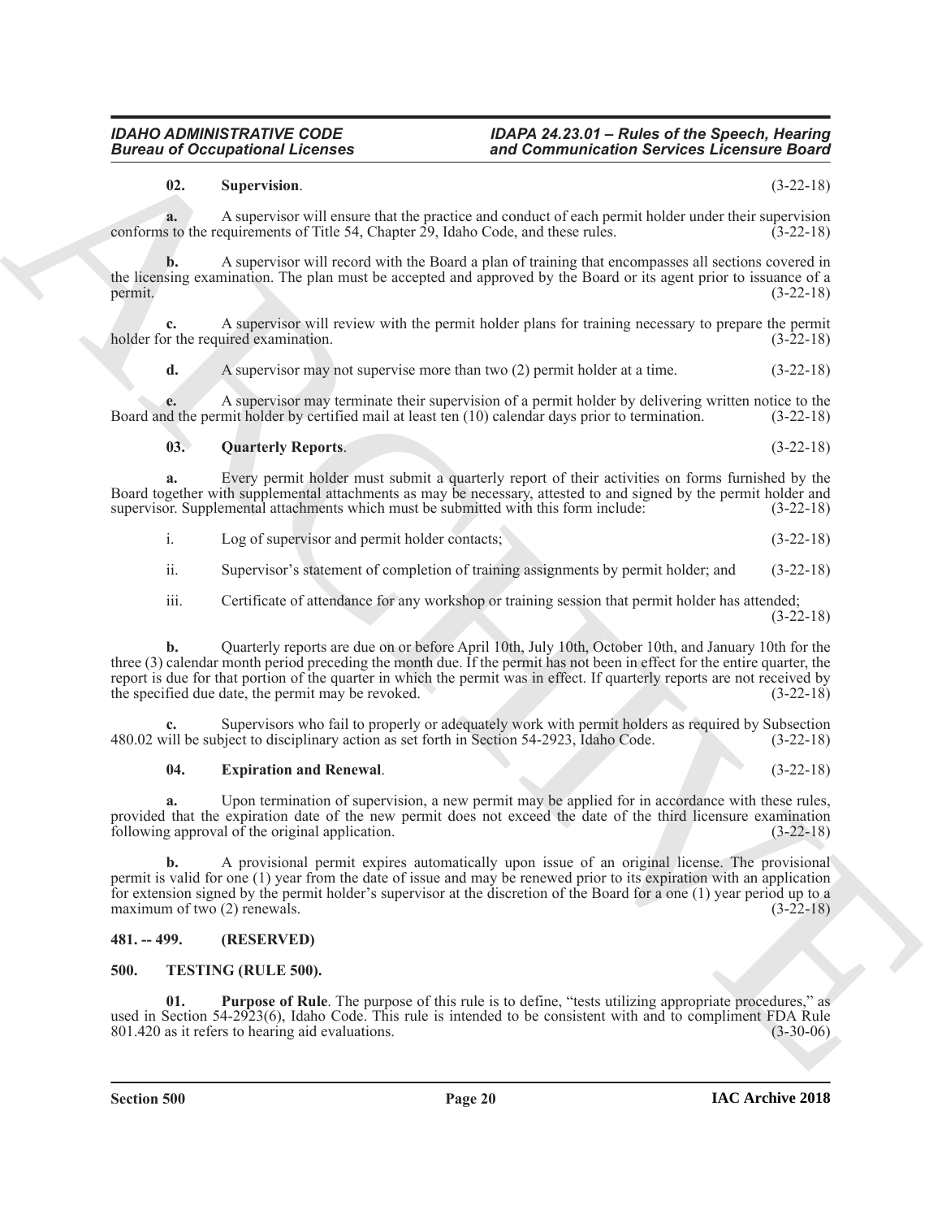**02. Supervision**. (3-22-18)

**a.** A supervisor will ensure that the practice and conduct of each permit holder under their supervision conforms to the requirements of Title 54, Chapter 29, Idaho Code, and these rules. (3-22-18)

**b.** A supervisor will record with the Board a plan of training that encompasses all sections covered in the licensing examination. The plan must be accepted and approved by the Board or its agent prior to issuance of a permit. (3-22-18)

**c.** A supervisor will review with the permit holder plans for training necessary to prepare the permit holder for the required examination. (3-22-18)

**d.** A supervisor may not supervise more than two (2) permit holder at a time. (3-22-18)

**e.** A supervisor may terminate their supervision of a permit holder by delivering written notice to the Board and the permit holder by certified mail at least ten (10) calendar days prior to termination. (3-22-18)

**03. Quarterly Reports**. (3-22-18)

**a.** Every permit holder must submit a quarterly report of their activities on forms furnished by the Board together with supplemental attachments as may be necessary, attested to and signed by the permit holder and supervisor. Supplemental attachments which must be submitted with this form include: (3-22-18)

i. Log of supervisor and permit holder contacts; (3-22-18)

ii. Supervisor's statement of completion of training assignments by permit holder; and (3-22-18)

iii. Certificate of attendance for any workshop or training session that permit holder has attended; (3-22-18)

**b.** Quarterly reports are due on or before April 10th, July 10th, October 10th, and January 10th for the three (3) calendar month period preceding the month due. If the permit has not been in effect for the entire quarter, the report is due for that portion of the quarter in which the permit was in effect. If quarterly reports are not received by the specified due date, the permit may be revoked. (3-22-18)

**c.** Supervisors who fail to properly or adequately work with permit holders as required by Subsection 480.02 will be subject to disciplinary action as set forth in Section 54-2923, Idaho Code. (3-22-18)

**04. Expiration and Renewal**. (3-22-18)

**a.** Upon termination of supervision, a new permit may be applied for in accordance with these rules, provided that the expiration date of the new permit does not exceed the date of the third licensure examination following approval of the original application. (3-22-18)

**b.** A provisional permit expires automatically upon issue of an original license. The provisional permit is valid for one (1) year from the date of issue and may be renewed prior to its expiration with an application for extension signed by the permit holder's supervisor at the discretion of the Board for a one (1) year period up to a maximum of two (2) renewals. (3-22-18)

## 481. -- 499. (RESERVED)

## 500. TESTING (RULE 500).

**01. Purpose of Rule**. The purpose of this rule is to define, "tests utilizing appropriate procedures," as used in Section 54-2923(6), Idaho Code. This rule is intended to be consistent with and to compliment FDA Rule 801.420 as it refers to hearing aid evaluations. (3-30-06)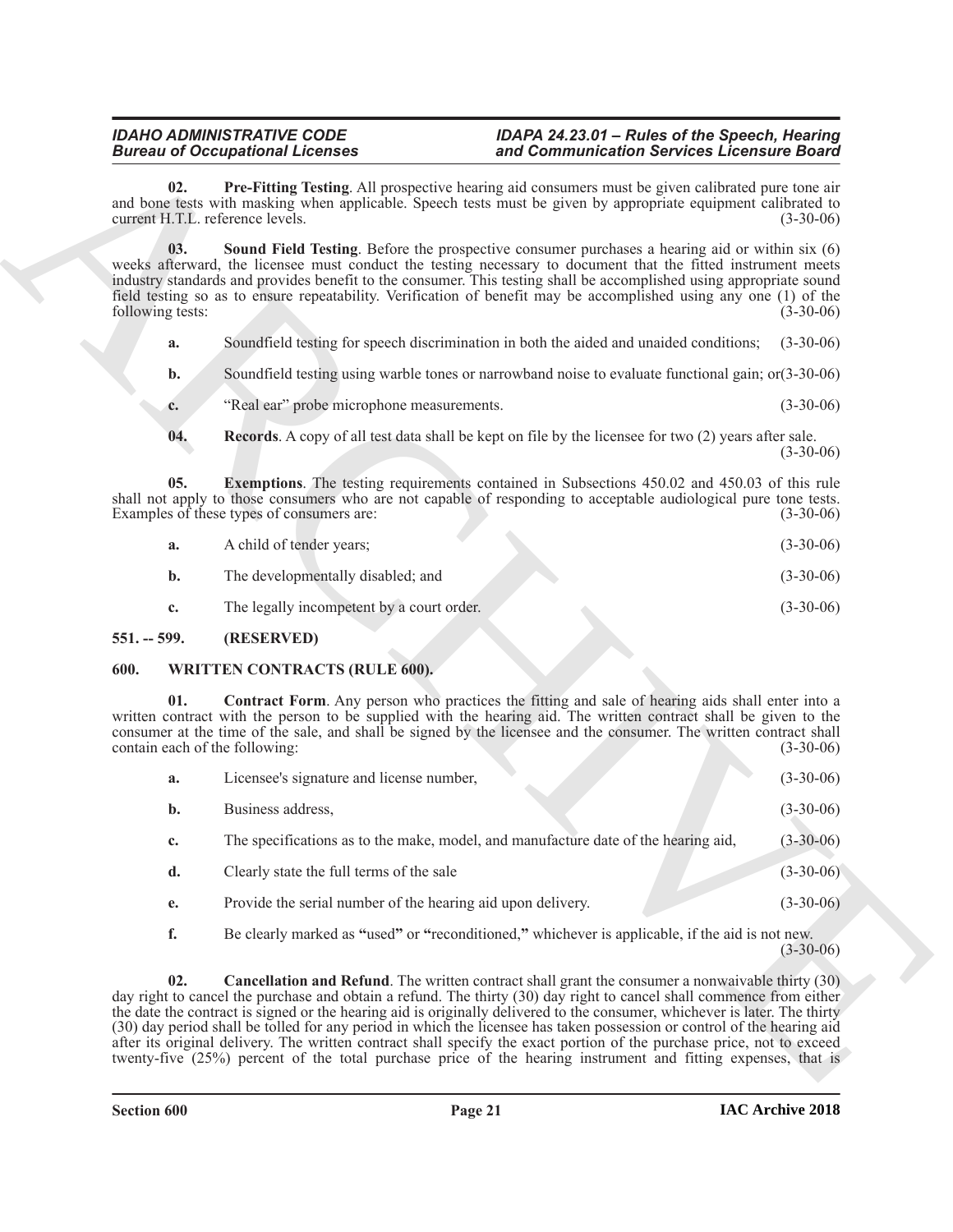**02. Pre-Fitting Testing**. All prospective hearing aid consumers must be given calibrated pure tone air and bone tests with masking when applicable. Speech tests must be given by appropriate equipment calibrated to current H.T.L. reference levels. (3-30-06)

**03. Sound Field Testing**. Before the prospective consumer purchases a hearing aid or within six (6) weeks afterward, the licensee must conduct the testing necessary to document that the fitted instrument meets industry standards and provides benefit to the consumer. This testing shall be accomplished using appropriate sound field testing so as to ensure repeatability. Verification of benefit may be accomplished using any one (1) of the following tests: (3-30-06)

**a.** Soundfield testing for speech discrimination in both the aided and unaided conditions; (3-30-06)

**b.** Soundfield testing using warble tones or narrowband noise to evaluate functional gain; or(3-30-06)

**c.** "Real ear" probe microphone measurements. (3-30-06)

**04. Records**. A copy of all test data shall be kept on file by the licensee for two (2) years after sale. (3-30-06)

**05. Exemptions**. The testing requirements contained in Subsections 450.02 and 450.03 of this rule shall not apply to those consumers who are not capable of responding to acceptable audiological pure tone tests. Examples of these types of consumers are: (3-30-06)

**a.** A child of tender years; (3-30-06)

**b.** The developmentally disabled; and (3-30-06)

**c.** The legally incompetent by a court order. (3-30-06)

## 551. -- 599. (RESERVED)

## 600. WRITTEN CONTRACTS (RULE 600).

**01. Contract Form**. Any person who practices the fitting and sale of hearing aids shall enter into a written contract with the person to be supplied with the hearing aid. The written contract shall be given to the consumer at the time of the sale, and shall be signed by the licensee and the consumer. The written contract shall contain each of the following: (3-30-06)

**a.** Licensee's signature and license number, (3-30-06)

**b.** Business address, (3-30-06)

**c.** The specifications as to the make, model, and manufacture date of the hearing aid, (3-30-06)

**d.** Clearly state the full terms of the sale (3-30-06)

**e.** Provide the serial number of the hearing aid upon delivery. (3-30-06)

**f.** Be clearly marked as **"**used**"** or **"**reconditioned,**"** whichever is applicable, if the aid is not new. (3-30-06)

**02. Cancellation and Refund**. The written contract shall grant the consumer a nonwaivable thirty (30) day right to cancel the purchase and obtain a refund. The thirty (30) day right to cancel shall commence from either the date the contract is signed or the hearing aid is originally delivered to the consumer, whichever is later. The thirty (30) day period shall be tolled for any period in which the licensee has taken possession or control of the hearing aid after its original delivery. The written contract shall specify the exact portion of the purchase price, not to exceed twenty-five (25%) percent of the total purchase price of the hearing instrument and fitting expenses, that is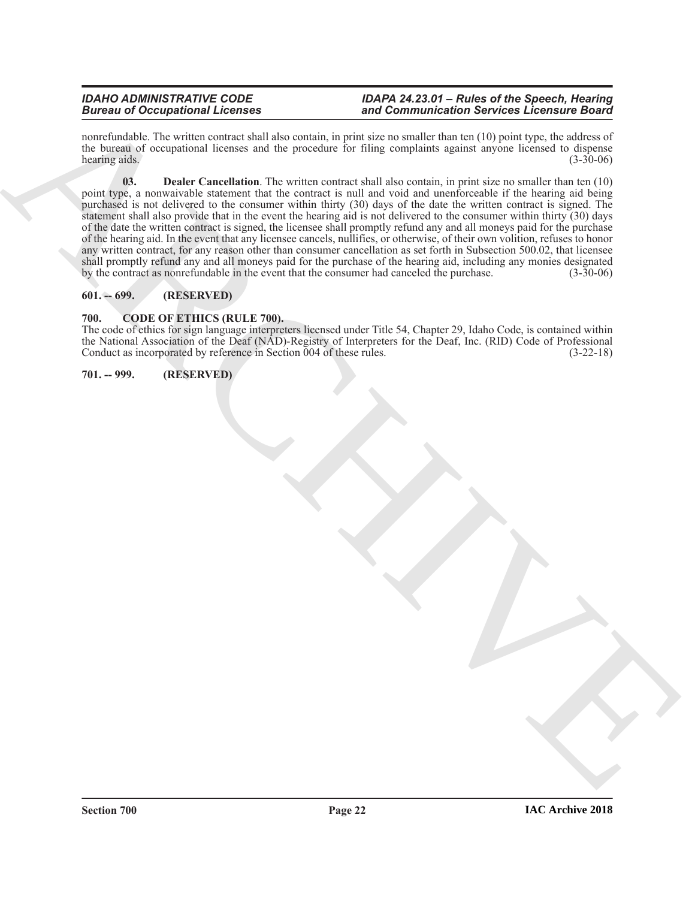nonrefundable. The written contract shall also contain, in print size no smaller than ten (10) point type, the address of the bureau of occupational licenses and the procedure for filing complaints against anyone licensed to dispense hearing aids. (3-30-06)

**03. Dealer Cancellation**. The written contract shall also contain, in print size no smaller than ten (10) point type, a nonwaivable statement that the contract is null and void and unenforceable if the hearing aid being purchased is not delivered to the consumer within thirty (30) days of the date the written contract is signed. The statement shall also provide that in the event the hearing aid is not delivered to the consumer within thirty (30) days of the date the written contract is signed, the licensee shall promptly refund any and all moneys paid for the purchase of the hearing aid. In the event that any licensee cancels, nullifies, or otherwise, of their own volition, refuses to honor any written contract, for any reason other than consumer cancellation as set forth in Subsection 500.02, that licensee shall promptly refund any and all moneys paid for the purchase of the hearing aid, including any monies designated by the contract as nonrefundable in the event that the consumer had canceled the purchase. (3-30-06)

**601. -- 699. (RESERVED)**

**700. CODE OF ETHICS (RULE 700).**

The code of ethics for sign language interpreters licensed under Title 54, Chapter 29, Idaho Code, is contained within the National Association of the Deaf (NAD)-Registry of Interpreters for the Deaf, Inc. (RID) Code of Professional Conduct as incorporated by reference in Section 004 of these rules. (3-22-18)

**701. -- 999. (RESERVED)**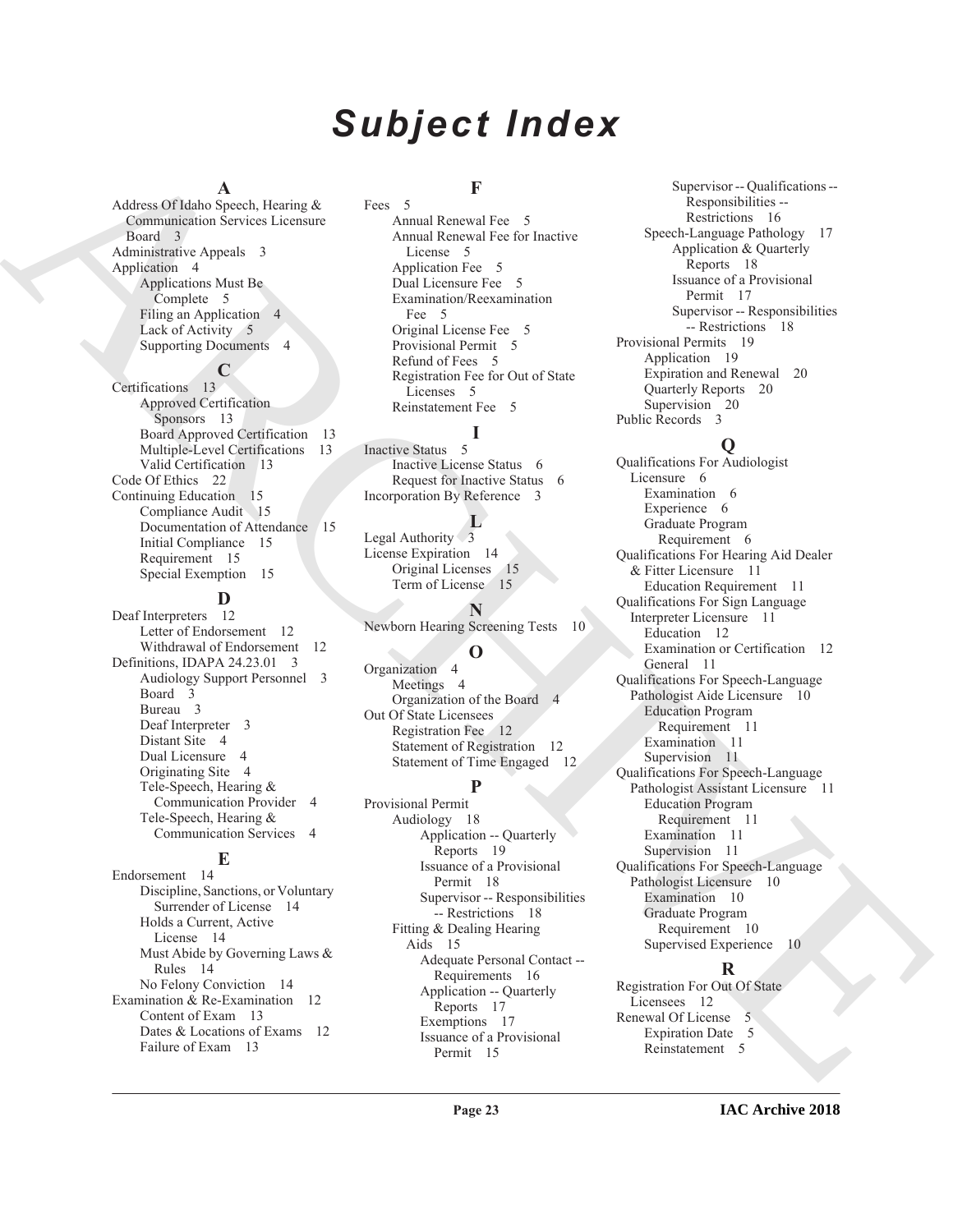# Subject Index

**A**

Address Of Idaho Speech, Hearing & Communication Services Licensure Board 3
Administrative Appeals 3
Application 4
- Applications Must Be Complete 5
- Filing an Application 4
- Lack of Activity 5
- Supporting Documents 4

**C**

Certifications 13
- Approved Certification Sponsors 13
- Board Approved Certification 13
- Multiple-Level Certifications 13
- Valid Certification 13

Code Of Ethics 22
Continuing Education 15
- Compliance Audit 15
- Documentation of Attendance 15
- Initial Compliance 15
- Requirement 15
- Special Exemption 15

**D**

Deaf Interpreters 12
- Letter of Endorsement 12
- Withdrawal of Endorsement 12

Definitions, IDAPA 24.23.01 3
- Audiology Support Personnel 3
- Board 3
- Bureau 3
- Deaf Interpreter 3
- Distant Site 4
- Dual Licensure 4
- Originating Site 4
- Tele-Speech, Hearing & Communication Provider 4
- Tele-Speech, Hearing & Communication Services 4

**E**

Endorsement 14
- Discipline, Sanctions, or Voluntary Surrender of License 14
- Holds a Current, Active License 14
- Must Abide by Governing Laws & Rules 14
- No Felony Conviction 14

Examination & Re-Examination 12
- Content of Exam 13
- Dates & Locations of Exams 12
- Failure of Exam 13

**F**

Fees 5
- Annual Renewal Fee 5
- Annual Renewal Fee for Inactive License 5
- Application Fee 5
- Dual Licensure Fee 5
- Examination/Reexamination Fee 5
- Original License Fee 5
- Provisional Permit 5
- Refund of Fees 5
- Registration Fee for Out of State Licenses 5
- Reinstatement Fee 5

**I**

Inactive Status 5
- Inactive License Status 6
- Request for Inactive Status 6

Incorporation By Reference 3

**L**

Legal Authority 3
License Expiration 14
- Original Licenses 15
- Term of License 15

**N**

Newborn Hearing Screening Tests 10

**O**

Organization 4
- Meetings 4
- Organization of the Board 4

Out Of State Licensees
- Registration Fee 12
- Statement of Registration 12
- Statement of Time Engaged 12

**P**

Provisional Permit
- Audiology 18
  - Application -- Quarterly Reports 19
  - Issuance of a Provisional Permit 18
  - Supervisor -- Responsibilities -- Restrictions 18
- Fitting & Dealing Hearing Aids 15
  - Adequate Personal Contact -- Requirements 16
  - Application -- Quarterly Reports 17
  - Exemptions 17
  - Issuance of a Provisional Permit 15
  - Supervisor -- Qualifications -- Responsibilities -- Restrictions 16
- Speech-Language Pathology 17
  - Application & Quarterly Reports 18
  - Issuance of a Provisional Permit 17
  - Supervisor -- Responsibilities -- Restrictions 18

Provisional Permits 19
- Application 19
- Expiration and Renewal 20
- Quarterly Reports 20
- Supervision 20

Public Records 3

**Q**

Qualifications For Audiologist Licensure 6
- Examination 6
- Experience 6
- Graduate Program Requirement 6

Qualifications For Hearing Aid Dealer & Fitter Licensure 11
- Education Requirement 11

Qualifications For Sign Language Interpreter Licensure 11
- Education 12
- Examination or Certification 12
- General 11

Qualifications For Speech-Language Pathologist Aide Licensure 10
- Education Program Requirement 11
- Examination 11
- Supervision 11

Qualifications For Speech-Language Pathologist Assistant Licensure 11
- Education Program Requirement 11
- Examination 11
- Supervision 11

Qualifications For Speech-Language Pathologist Licensure 10
- Examination 10
- Graduate Program Requirement 10
- Supervised Experience 10

**R**

Registration For Out Of State Licensees 12
Renewal Of License 5
- Expiration Date 5
- Reinstatement 5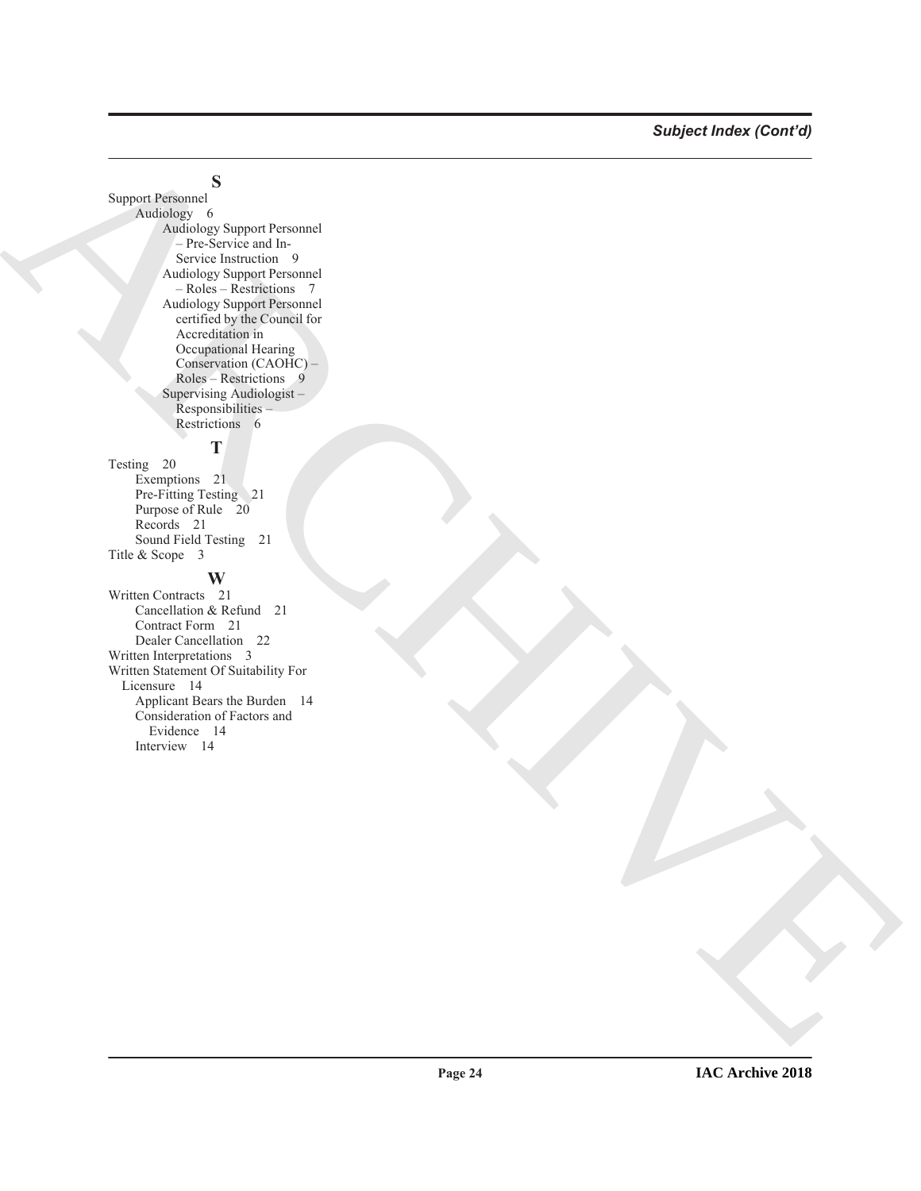### S

Support Personnel
- Audiology 6
  - Audiology Support Personnel – Pre-Service and In-Service Instruction 9
  - Audiology Support Personnel – Roles – Restrictions 7
  - Audiology Support Personnel certified by the Council for Accreditation in Occupational Hearing Conservation (CAOHC) – Roles – Restrictions 9
  - Supervising Audiologist – Responsibilities – Restrictions 6

### T

Testing 20
- Exemptions 21
- Pre-Fitting Testing 21
- Purpose of Rule 20
- Records 21
- Sound Field Testing 21

Title & Scope 3

### W

Written Contracts 21
- Cancellation & Refund 21
- Contract Form 21
- Dealer Cancellation 22

Written Interpretations 3

Written Statement Of Suitability For Licensure 14
- Applicant Bears the Burden 14
- Consideration of Factors and Evidence 14
- Interview 14